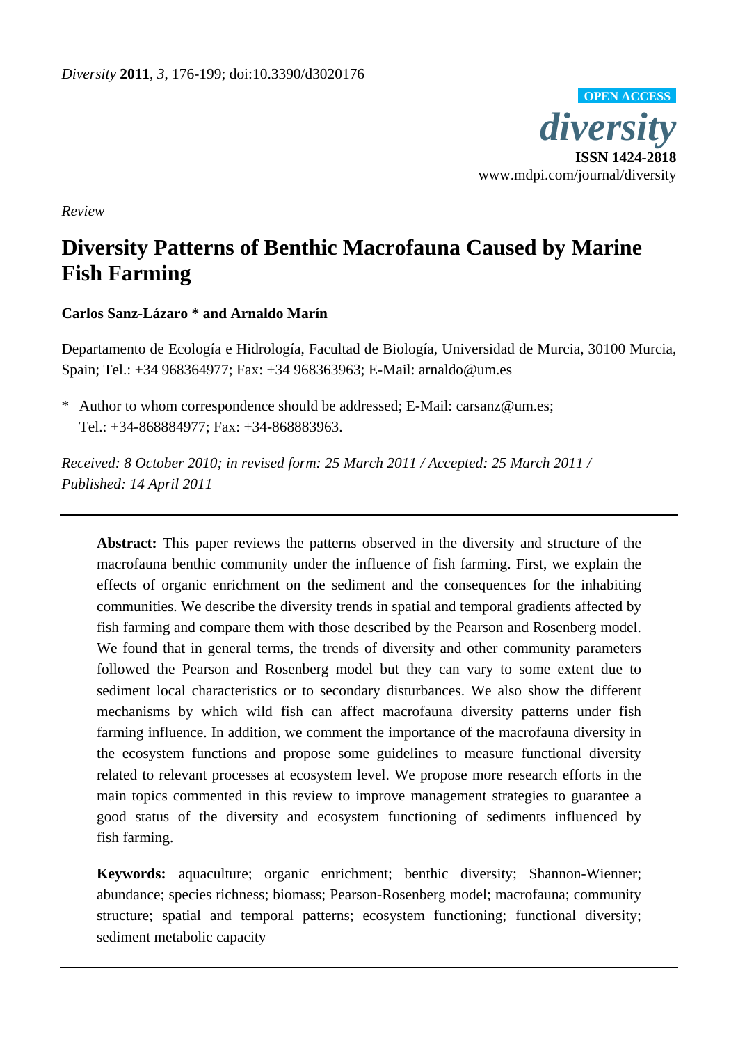*Diversity* **2011**, *3*, 176-199; doi:10.3390/d3020176

**OPEN ACCESS**

***diversity***

**ISSN 1424-2818**

www.mdpi.com/journal/diversity

*Review*

# Diversity Patterns of Benthic Macrofauna Caused by Marine Fish Farming

**Carlos Sanz-Lázaro * and Arnaldo Marín**

Departamento de Ecología e Hidrología, Facultad de Biología, Universidad de Murcia, 30100 Murcia, Spain; Tel.: +34 968364977; Fax: +34 968363963; E-Mail: arnaldo@um.es

\* Author to whom correspondence should be addressed; E-Mail: carsanz@um.es; Tel.: +34-868884977; Fax: +34-868883963.

*Received: 8 October 2010; in revised form: 25 March 2011 / Accepted: 25 March 2011 / Published: 14 April 2011*

---

**Abstract:** This paper reviews the patterns observed in the diversity and structure of the macrofauna benthic community under the influence of fish farming. First, we explain the effects of organic enrichment on the sediment and the consequences for the inhabiting communities. We describe the diversity trends in spatial and temporal gradients affected by fish farming and compare them with those described by the Pearson and Rosenberg model. We found that in general terms, the trends of diversity and other community parameters followed the Pearson and Rosenberg model but they can vary to some extent due to sediment local characteristics or to secondary disturbances. We also show the different mechanisms by which wild fish can affect macrofauna diversity patterns under fish farming influence. In addition, we comment the importance of the macrofauna diversity in the ecosystem functions and propose some guidelines to measure functional diversity related to relevant processes at ecosystem level. We propose more research efforts in the main topics commented in this review to improve management strategies to guarantee a good status of the diversity and ecosystem functioning of sediments influenced by fish farming.

**Keywords:** aquaculture; organic enrichment; benthic diversity; Shannon-Wienner; abundance; species richness; biomass; Pearson-Rosenberg model; macrofauna; community structure; spatial and temporal patterns; ecosystem functioning; functional diversity; sediment metabolic capacity

---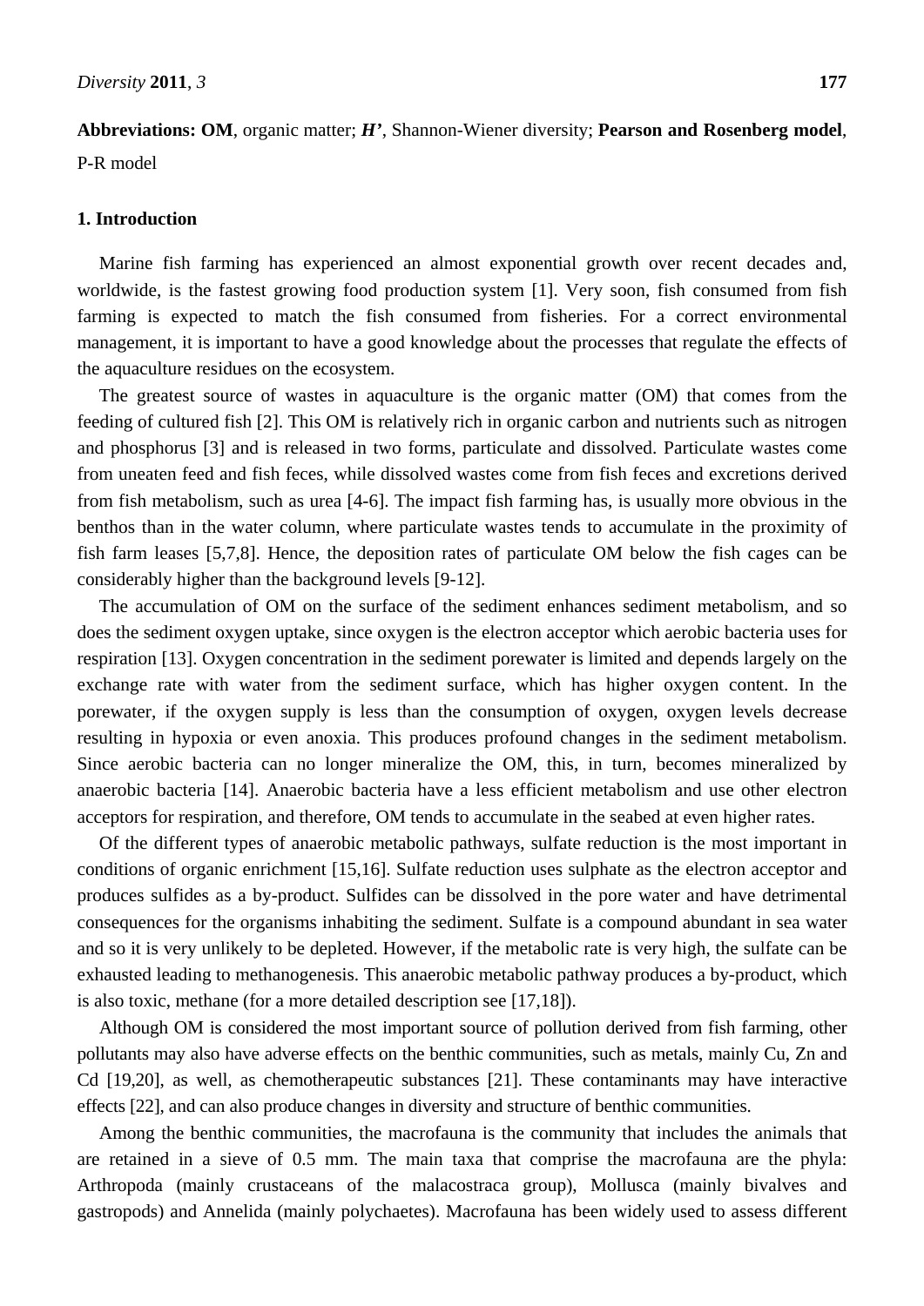**Abbreviations: OM**, organic matter; ***H'***, Shannon-Wiener diversity; **Pearson and Rosenberg model**, P-R model

## 1. Introduction

Marine fish farming has experienced an almost exponential growth over recent decades and, worldwide, is the fastest growing food production system [1]. Very soon, fish consumed from fish farming is expected to match the fish consumed from fisheries. For a correct environmental management, it is important to have a good knowledge about the processes that regulate the effects of the aquaculture residues on the ecosystem.

The greatest source of wastes in aquaculture is the organic matter (OM) that comes from the feeding of cultured fish [2]. This OM is relatively rich in organic carbon and nutrients such as nitrogen and phosphorus [3] and is released in two forms, particulate and dissolved. Particulate wastes come from uneaten feed and fish feces, while dissolved wastes come from fish feces and excretions derived from fish metabolism, such as urea [4-6]. The impact fish farming has, is usually more obvious in the benthos than in the water column, where particulate wastes tends to accumulate in the proximity of fish farm leases [5,7,8]. Hence, the deposition rates of particulate OM below the fish cages can be considerably higher than the background levels [9-12].

The accumulation of OM on the surface of the sediment enhances sediment metabolism, and so does the sediment oxygen uptake, since oxygen is the electron acceptor which aerobic bacteria uses for respiration [13]. Oxygen concentration in the sediment porewater is limited and depends largely on the exchange rate with water from the sediment surface, which has higher oxygen content. In the porewater, if the oxygen supply is less than the consumption of oxygen, oxygen levels decrease resulting in hypoxia or even anoxia. This produces profound changes in the sediment metabolism. Since aerobic bacteria can no longer mineralize the OM, this, in turn, becomes mineralized by anaerobic bacteria [14]. Anaerobic bacteria have a less efficient metabolism and use other electron acceptors for respiration, and therefore, OM tends to accumulate in the seabed at even higher rates.

Of the different types of anaerobic metabolic pathways, sulfate reduction is the most important in conditions of organic enrichment [15,16]. Sulfate reduction uses sulphate as the electron acceptor and produces sulfides as a by-product. Sulfides can be dissolved in the pore water and have detrimental consequences for the organisms inhabiting the sediment. Sulfate is a compound abundant in sea water and so it is very unlikely to be depleted. However, if the metabolic rate is very high, the sulfate can be exhausted leading to methanogenesis. This anaerobic metabolic pathway produces a by-product, which is also toxic, methane (for a more detailed description see [17,18]).

Although OM is considered the most important source of pollution derived from fish farming, other pollutants may also have adverse effects on the benthic communities, such as metals, mainly Cu, Zn and Cd [19,20], as well, as chemotherapeutic substances [21]. These contaminants may have interactive effects [22], and can also produce changes in diversity and structure of benthic communities.

Among the benthic communities, the macrofauna is the community that includes the animals that are retained in a sieve of 0.5 mm. The main taxa that comprise the macrofauna are the phyla: Arthropoda (mainly crustaceans of the malacostraca group), Mollusca (mainly bivalves and gastropods) and Annelida (mainly polychaetes). Macrofauna has been widely used to assess different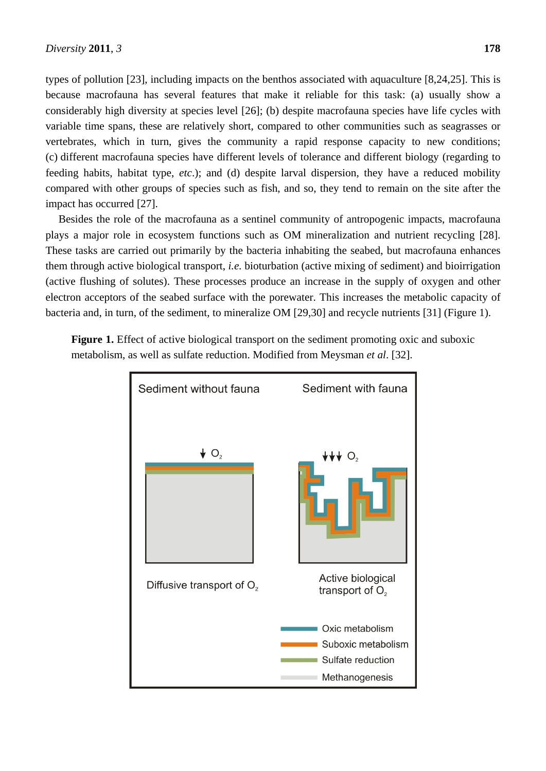types of pollution [23], including impacts on the benthos associated with aquaculture [8,24,25]. This is because macrofauna has several features that make it reliable for this task: (a) usually show a considerably high diversity at species level [26]; (b) despite macrofauna species have life cycles with variable time spans, these are relatively short, compared to other communities such as seagrasses or vertebrates, which in turn, gives the community a rapid response capacity to new conditions; (c) different macrofauna species have different levels of tolerance and different biology (regarding to feeding habits, habitat type, *etc*.); and (d) despite larval dispersion, they have a reduced mobility compared with other groups of species such as fish, and so, they tend to remain on the site after the impact has occurred [27].

Besides the role of the macrofauna as a sentinel community of antropogenic impacts, macrofauna plays a major role in ecosystem functions such as OM mineralization and nutrient recycling [28]. These tasks are carried out primarily by the bacteria inhabiting the seabed, but macrofauna enhances them through active biological transport, *i.e.* bioturbation (active mixing of sediment) and bioirrigation (active flushing of solutes). These processes produce an increase in the supply of oxygen and other electron acceptors of the seabed surface with the porewater. This increases the metabolic capacity of bacteria and, in turn, of the sediment, to mineralize OM [29,30] and recycle nutrients [31] (Figure 1).

**Figure 1.** Effect of active biological transport on the sediment promoting oxic and suboxic metabolism, as well as sulfate reduction. Modified from Meysman *et al*. [32].

Sediment without fauna | Sediment with fauna

Diffusive transport of $O_2$ | Active biological transport of $O_2$

Oxic metabolism; Suboxic metabolism; Sulfate reduction; Methanogenesis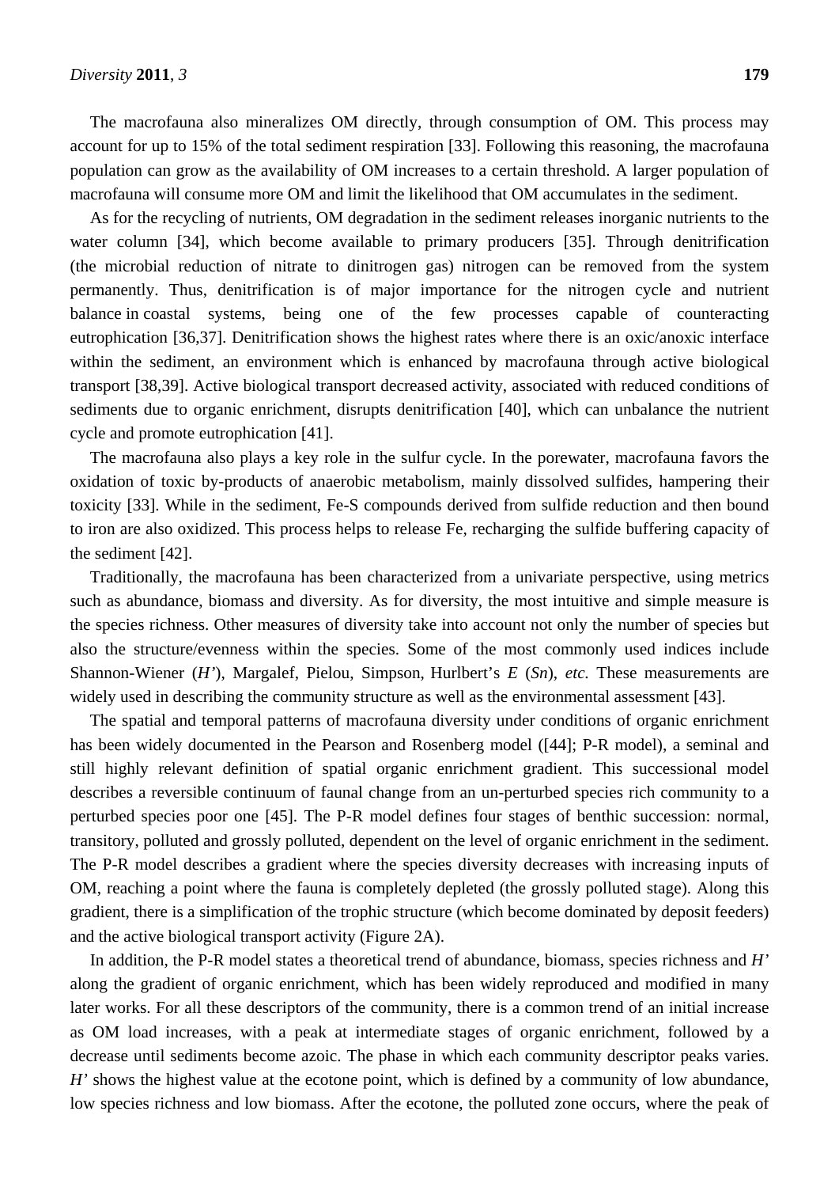The macrofauna also mineralizes OM directly, through consumption of OM. This process may account for up to 15% of the total sediment respiration [33]. Following this reasoning, the macrofauna population can grow as the availability of OM increases to a certain threshold. A larger population of macrofauna will consume more OM and limit the likelihood that OM accumulates in the sediment.

As for the recycling of nutrients, OM degradation in the sediment releases inorganic nutrients to the water column [34], which become available to primary producers [35]. Through denitrification (the microbial reduction of nitrate to dinitrogen gas) nitrogen can be removed from the system permanently. Thus, denitrification is of major importance for the nitrogen cycle and nutrient balance in coastal systems, being one of the few processes capable of counteracting eutrophication [36,37]. Denitrification shows the highest rates where there is an oxic/anoxic interface within the sediment, an environment which is enhanced by macrofauna through active biological transport [38,39]. Active biological transport decreased activity, associated with reduced conditions of sediments due to organic enrichment, disrupts denitrification [40], which can unbalance the nutrient cycle and promote eutrophication [41].

The macrofauna also plays a key role in the sulfur cycle. In the porewater, macrofauna favors the oxidation of toxic by-products of anaerobic metabolism, mainly dissolved sulfides, hampering their toxicity [33]. While in the sediment, Fe-S compounds derived from sulfide reduction and then bound to iron are also oxidized. This process helps to release Fe, recharging the sulfide buffering capacity of the sediment [42].

Traditionally, the macrofauna has been characterized from a univariate perspective, using metrics such as abundance, biomass and diversity. As for diversity, the most intuitive and simple measure is the species richness. Other measures of diversity take into account not only the number of species but also the structure/evenness within the species. Some of the most commonly used indices include Shannon-Wiener (*H'*), Margalef, Pielou, Simpson, Hurlbert's *E* (*Sn*), *etc.* These measurements are widely used in describing the community structure as well as the environmental assessment [43].

The spatial and temporal patterns of macrofauna diversity under conditions of organic enrichment has been widely documented in the Pearson and Rosenberg model ([44]; P-R model), a seminal and still highly relevant definition of spatial organic enrichment gradient. This successional model describes a reversible continuum of faunal change from an un-perturbed species rich community to a perturbed species poor one [45]. The P-R model defines four stages of benthic succession: normal, transitory, polluted and grossly polluted, dependent on the level of organic enrichment in the sediment. The P-R model describes a gradient where the species diversity decreases with increasing inputs of OM, reaching a point where the fauna is completely depleted (the grossly polluted stage). Along this gradient, there is a simplification of the trophic structure (which become dominated by deposit feeders) and the active biological transport activity (Figure 2A).

In addition, the P-R model states a theoretical trend of abundance, biomass, species richness and *H'* along the gradient of organic enrichment, which has been widely reproduced and modified in many later works. For all these descriptors of the community, there is a common trend of an initial increase as OM load increases, with a peak at intermediate stages of organic enrichment, followed by a decrease until sediments become azoic. The phase in which each community descriptor peaks varies. *H'* shows the highest value at the ecotone point, which is defined by a community of low abundance, low species richness and low biomass. After the ecotone, the polluted zone occurs, where the peak of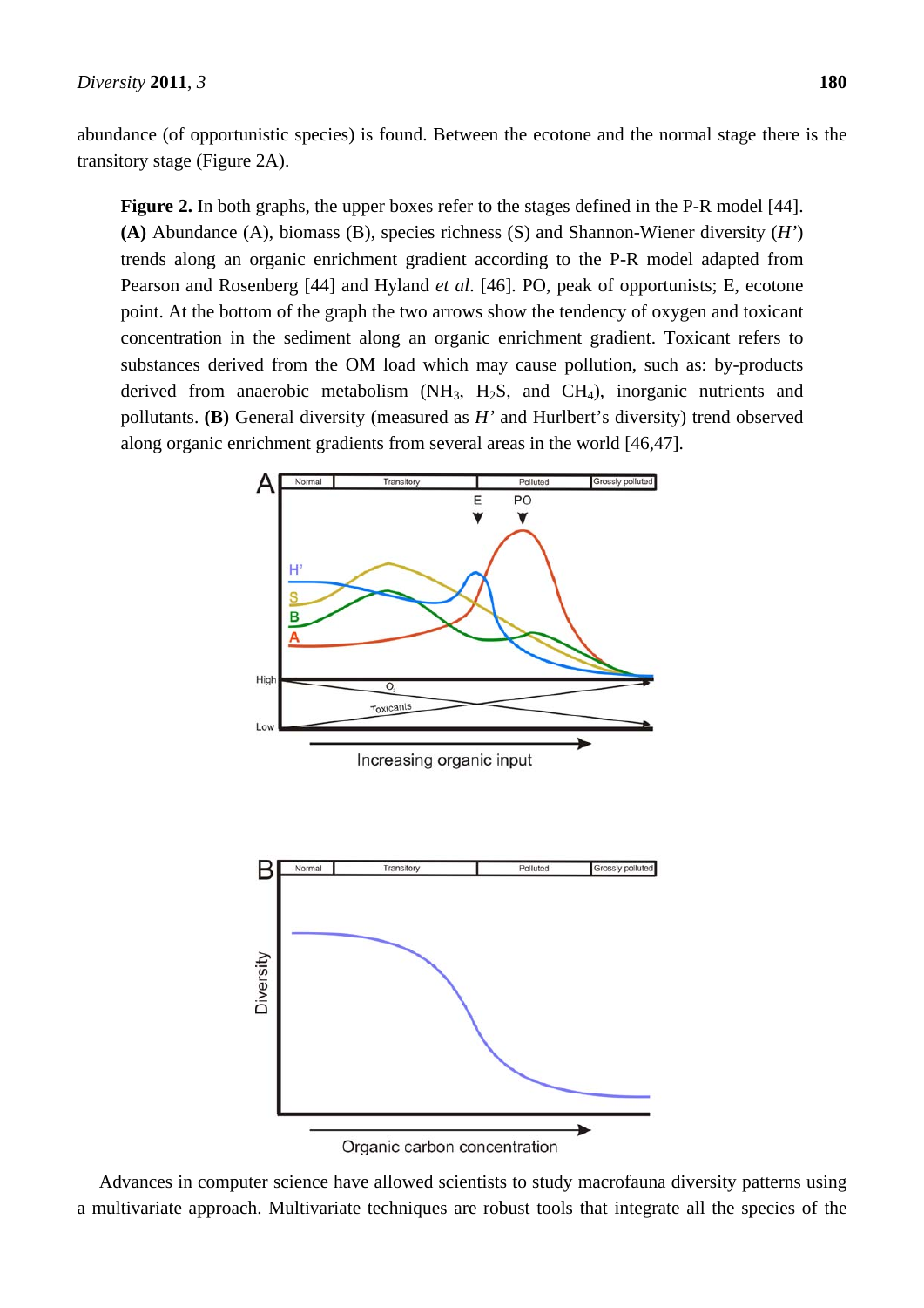abundance (of opportunistic species) is found. Between the ecotone and the normal stage there is the transitory stage (Figure 2A).

**Figure 2.** In both graphs, the upper boxes refer to the stages defined in the P-R model [44]. **(A)** Abundance (A), biomass (B), species richness (S) and Shannon-Wiener diversity (*H'*) trends along an organic enrichment gradient according to the P-R model adapted from Pearson and Rosenberg [44] and Hyland *et al*. [46]. PO, peak of opportunists; E, ecotone point. At the bottom of the graph the two arrows show the tendency of oxygen and toxicant concentration in the sediment along an organic enrichment gradient. Toxicant refers to substances derived from the OM load which may cause pollution, such as: by-products derived from anaerobic metabolism ($NH_3$, $H_2S$, and $CH_4$), inorganic nutrients and pollutants. **(B)** General diversity (measured as *H'* and Hurlbert's diversity) trend observed along organic enrichment gradients from several areas in the world [46,47].

Advances in computer science have allowed scientists to study macrofauna diversity patterns using a multivariate approach. Multivariate techniques are robust tools that integrate all the species of the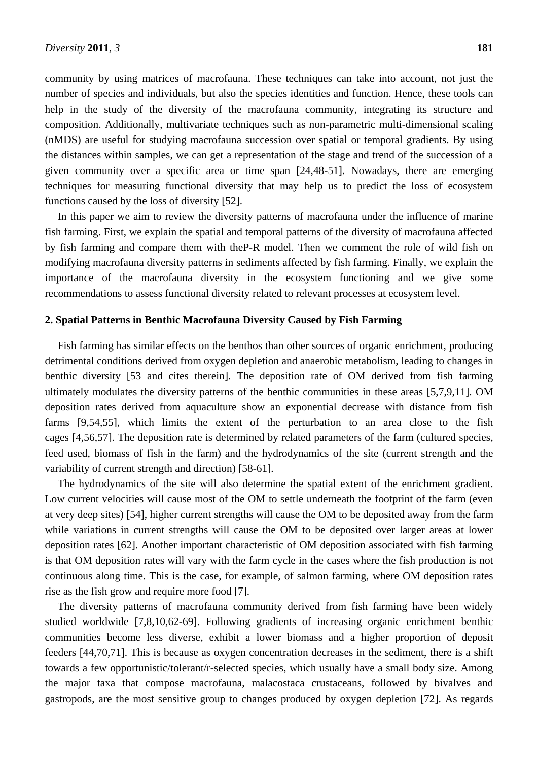community by using matrices of macrofauna. These techniques can take into account, not just the number of species and individuals, but also the species identities and function. Hence, these tools can help in the study of the diversity of the macrofauna community, integrating its structure and composition. Additionally, multivariate techniques such as non-parametric multi-dimensional scaling (nMDS) are useful for studying macrofauna succession over spatial or temporal gradients. By using the distances within samples, we can get a representation of the stage and trend of the succession of a given community over a specific area or time span [24,48-51]. Nowadays, there are emerging techniques for measuring functional diversity that may help us to predict the loss of ecosystem functions caused by the loss of diversity [52].

In this paper we aim to review the diversity patterns of macrofauna under the influence of marine fish farming. First, we explain the spatial and temporal patterns of the diversity of macrofauna affected by fish farming and compare them with theP-R model. Then we comment the role of wild fish on modifying macrofauna diversity patterns in sediments affected by fish farming. Finally, we explain the importance of the macrofauna diversity in the ecosystem functioning and we give some recommendations to assess functional diversity related to relevant processes at ecosystem level.

## 2. Spatial Patterns in Benthic Macrofauna Diversity Caused by Fish Farming

Fish farming has similar effects on the benthos than other sources of organic enrichment, producing detrimental conditions derived from oxygen depletion and anaerobic metabolism, leading to changes in benthic diversity [53 and cites therein]. The deposition rate of OM derived from fish farming ultimately modulates the diversity patterns of the benthic communities in these areas [5,7,9,11]. OM deposition rates derived from aquaculture show an exponential decrease with distance from fish farms [9,54,55], which limits the extent of the perturbation to an area close to the fish cages [4,56,57]. The deposition rate is determined by related parameters of the farm (cultured species, feed used, biomass of fish in the farm) and the hydrodynamics of the site (current strength and the variability of current strength and direction) [58-61].

The hydrodynamics of the site will also determine the spatial extent of the enrichment gradient. Low current velocities will cause most of the OM to settle underneath the footprint of the farm (even at very deep sites) [54], higher current strengths will cause the OM to be deposited away from the farm while variations in current strengths will cause the OM to be deposited over larger areas at lower deposition rates [62]. Another important characteristic of OM deposition associated with fish farming is that OM deposition rates will vary with the farm cycle in the cases where the fish production is not continuous along time. This is the case, for example, of salmon farming, where OM deposition rates rise as the fish grow and require more food [7].

The diversity patterns of macrofauna community derived from fish farming have been widely studied worldwide [7,8,10,62-69]. Following gradients of increasing organic enrichment benthic communities become less diverse, exhibit a lower biomass and a higher proportion of deposit feeders [44,70,71]. This is because as oxygen concentration decreases in the sediment, there is a shift towards a few opportunistic/tolerant/r-selected species, which usually have a small body size. Among the major taxa that compose macrofauna, malacostaca crustaceans, followed by bivalves and gastropods, are the most sensitive group to changes produced by oxygen depletion [72]. As regards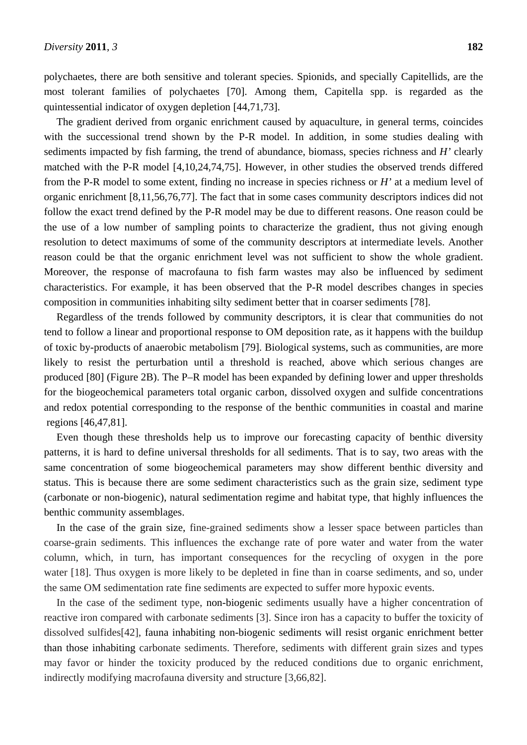polychaetes, there are both sensitive and tolerant species. Spionids, and specially Capitellids, are the most tolerant families of polychaetes [70]. Among them, Capitella spp. is regarded as the quintessential indicator of oxygen depletion [44,71,73].

The gradient derived from organic enrichment caused by aquaculture, in general terms, coincides with the successional trend shown by the P-R model. In addition, in some studies dealing with sediments impacted by fish farming, the trend of abundance, biomass, species richness and *H'* clearly matched with the P-R model [4,10,24,74,75]. However, in other studies the observed trends differed from the P-R model to some extent, finding no increase in species richness or *H'* at a medium level of organic enrichment [8,11,56,76,77]. The fact that in some cases community descriptors indices did not follow the exact trend defined by the P-R model may be due to different reasons. One reason could be the use of a low number of sampling points to characterize the gradient, thus not giving enough resolution to detect maximums of some of the community descriptors at intermediate levels. Another reason could be that the organic enrichment level was not sufficient to show the whole gradient. Moreover, the response of macrofauna to fish farm wastes may also be influenced by sediment characteristics. For example, it has been observed that the P-R model describes changes in species composition in communities inhabiting silty sediment better that in coarser sediments [78].

Regardless of the trends followed by community descriptors, it is clear that communities do not tend to follow a linear and proportional response to OM deposition rate, as it happens with the buildup of toxic by-products of anaerobic metabolism [79]. Biological systems, such as communities, are more likely to resist the perturbation until a threshold is reached, above which serious changes are produced [80] (Figure 2B). The P–R model has been expanded by defining lower and upper thresholds for the biogeochemical parameters total organic carbon, dissolved oxygen and sulfide concentrations and redox potential corresponding to the response of the benthic communities in coastal and marine regions [46,47,81].

Even though these thresholds help us to improve our forecasting capacity of benthic diversity patterns, it is hard to define universal thresholds for all sediments. That is to say, two areas with the same concentration of some biogeochemical parameters may show different benthic diversity and status. This is because there are some sediment characteristics such as the grain size, sediment type (carbonate or non-biogenic), natural sedimentation regime and habitat type, that highly influences the benthic community assemblages.

In the case of the grain size, fine-grained sediments show a lesser space between particles than coarse-grain sediments. This influences the exchange rate of pore water and water from the water column, which, in turn, has important consequences for the recycling of oxygen in the pore water [18]. Thus oxygen is more likely to be depleted in fine than in coarse sediments, and so, under the same OM sedimentation rate fine sediments are expected to suffer more hypoxic events.

In the case of the sediment type, non-biogenic sediments usually have a higher concentration of reactive iron compared with carbonate sediments [3]. Since iron has a capacity to buffer the toxicity of dissolved sulfides[42], fauna inhabiting non-biogenic sediments will resist organic enrichment better than those inhabiting carbonate sediments. Therefore, sediments with different grain sizes and types may favor or hinder the toxicity produced by the reduced conditions due to organic enrichment, indirectly modifying macrofauna diversity and structure [3,66,82].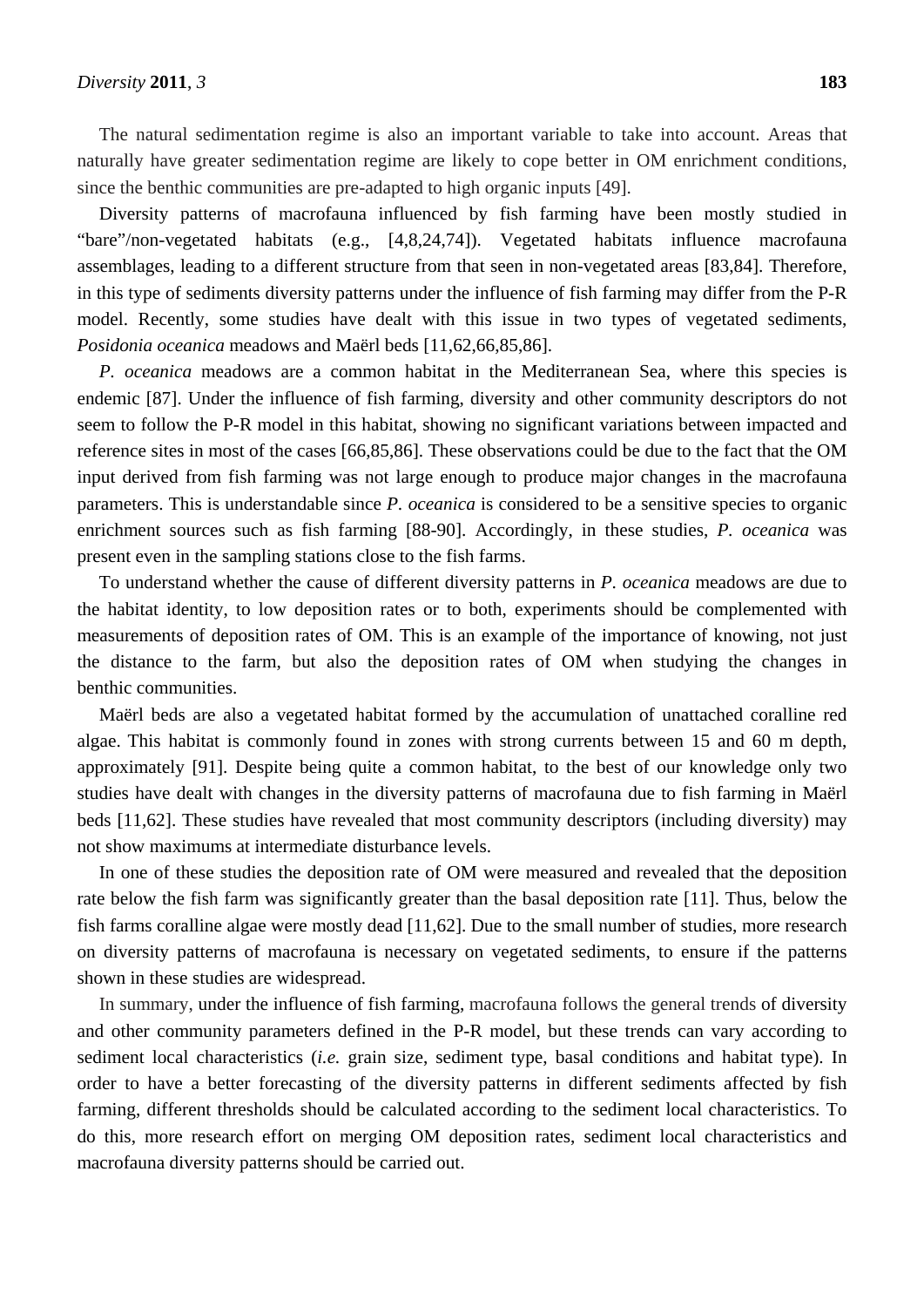The natural sedimentation regime is also an important variable to take into account. Areas that naturally have greater sedimentation regime are likely to cope better in OM enrichment conditions, since the benthic communities are pre-adapted to high organic inputs [49].

Diversity patterns of macrofauna influenced by fish farming have been mostly studied in "bare"/non-vegetated habitats (e.g., [4,8,24,74]). Vegetated habitats influence macrofauna assemblages, leading to a different structure from that seen in non-vegetated areas [83,84]. Therefore, in this type of sediments diversity patterns under the influence of fish farming may differ from the P-R model. Recently, some studies have dealt with this issue in two types of vegetated sediments, *Posidonia oceanica* meadows and Maërl beds [11,62,66,85,86].

*P. oceanica* meadows are a common habitat in the Mediterranean Sea, where this species is endemic [87]. Under the influence of fish farming, diversity and other community descriptors do not seem to follow the P-R model in this habitat, showing no significant variations between impacted and reference sites in most of the cases [66,85,86]. These observations could be due to the fact that the OM input derived from fish farming was not large enough to produce major changes in the macrofauna parameters. This is understandable since *P. oceanica* is considered to be a sensitive species to organic enrichment sources such as fish farming [88-90]. Accordingly, in these studies, *P. oceanica* was present even in the sampling stations close to the fish farms.

To understand whether the cause of different diversity patterns in *P. oceanica* meadows are due to the habitat identity, to low deposition rates or to both, experiments should be complemented with measurements of deposition rates of OM. This is an example of the importance of knowing, not just the distance to the farm, but also the deposition rates of OM when studying the changes in benthic communities.

Maërl beds are also a vegetated habitat formed by the accumulation of unattached coralline red algae. This habitat is commonly found in zones with strong currents between 15 and 60 m depth, approximately [91]. Despite being quite a common habitat, to the best of our knowledge only two studies have dealt with changes in the diversity patterns of macrofauna due to fish farming in Maërl beds [11,62]. These studies have revealed that most community descriptors (including diversity) may not show maximums at intermediate disturbance levels.

In one of these studies the deposition rate of OM were measured and revealed that the deposition rate below the fish farm was significantly greater than the basal deposition rate [11]. Thus, below the fish farms coralline algae were mostly dead [11,62]. Due to the small number of studies, more research on diversity patterns of macrofauna is necessary on vegetated sediments, to ensure if the patterns shown in these studies are widespread.

In summary, under the influence of fish farming, macrofauna follows the general trends of diversity and other community parameters defined in the P-R model, but these trends can vary according to sediment local characteristics (*i.e.* grain size, sediment type, basal conditions and habitat type). In order to have a better forecasting of the diversity patterns in different sediments affected by fish farming, different thresholds should be calculated according to the sediment local characteristics. To do this, more research effort on merging OM deposition rates, sediment local characteristics and macrofauna diversity patterns should be carried out.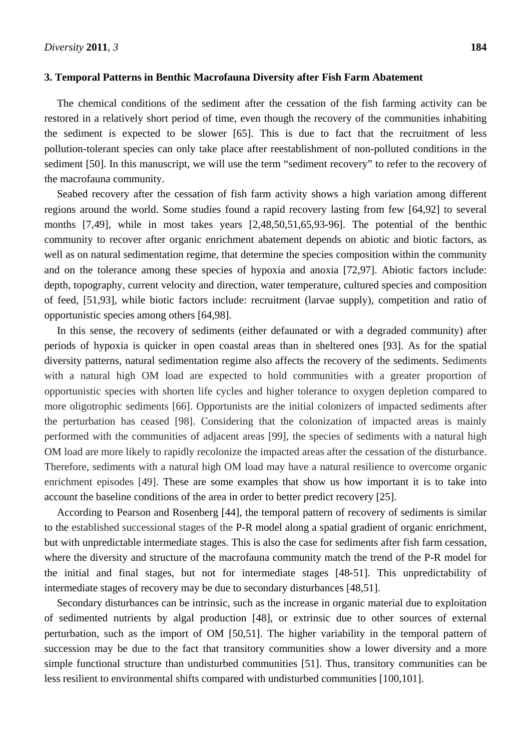## 3. Temporal Patterns in Benthic Macrofauna Diversity after Fish Farm Abatement

The chemical conditions of the sediment after the cessation of the fish farming activity can be restored in a relatively short period of time, even though the recovery of the communities inhabiting the sediment is expected to be slower [65]. This is due to fact that the recruitment of less pollution-tolerant species can only take place after reestablishment of non-polluted conditions in the sediment [50]. In this manuscript, we will use the term "sediment recovery" to refer to the recovery of the macrofauna community.

Seabed recovery after the cessation of fish farm activity shows a high variation among different regions around the world. Some studies found a rapid recovery lasting from few [64,92] to several months [7,49], while in most takes years [2,48,50,51,65,93-96]. The potential of the benthic community to recover after organic enrichment abatement depends on abiotic and biotic factors, as well as on natural sedimentation regime, that determine the species composition within the community and on the tolerance among these species of hypoxia and anoxia [72,97]. Abiotic factors include: depth, topography, current velocity and direction, water temperature, cultured species and composition of feed, [51,93], while biotic factors include: recruitment (larvae supply), competition and ratio of opportunistic species among others [64,98].

In this sense, the recovery of sediments (either defaunated or with a degraded community) after periods of hypoxia is quicker in open coastal areas than in sheltered ones [93]. As for the spatial diversity patterns, natural sedimentation regime also affects the recovery of the sediments. Sediments with a natural high OM load are expected to hold communities with a greater proportion of opportunistic species with shorten life cycles and higher tolerance to oxygen depletion compared to more oligotrophic sediments [66]. Opportunists are the initial colonizers of impacted sediments after the perturbation has ceased [98]. Considering that the colonization of impacted areas is mainly performed with the communities of adjacent areas [99], the species of sediments with a natural high OM load are more likely to rapidly recolonize the impacted areas after the cessation of the disturbance. Therefore, sediments with a natural high OM load may have a natural resilience to overcome organic enrichment episodes [49]. These are some examples that show us how important it is to take into account the baseline conditions of the area in order to better predict recovery [25].

According to Pearson and Rosenberg [44], the temporal pattern of recovery of sediments is similar to the established successional stages of the P-R model along a spatial gradient of organic enrichment, but with unpredictable intermediate stages. This is also the case for sediments after fish farm cessation, where the diversity and structure of the macrofauna community match the trend of the P-R model for the initial and final stages, but not for intermediate stages [48-51]. This unpredictability of intermediate stages of recovery may be due to secondary disturbances [48,51].

Secondary disturbances can be intrinsic, such as the increase in organic material due to exploitation of sedimented nutrients by algal production [48], or extrinsic due to other sources of external perturbation, such as the import of OM [50,51]. The higher variability in the temporal pattern of succession may be due to the fact that transitory communities show a lower diversity and a more simple functional structure than undisturbed communities [51]. Thus, transitory communities can be less resilient to environmental shifts compared with undisturbed communities [100,101].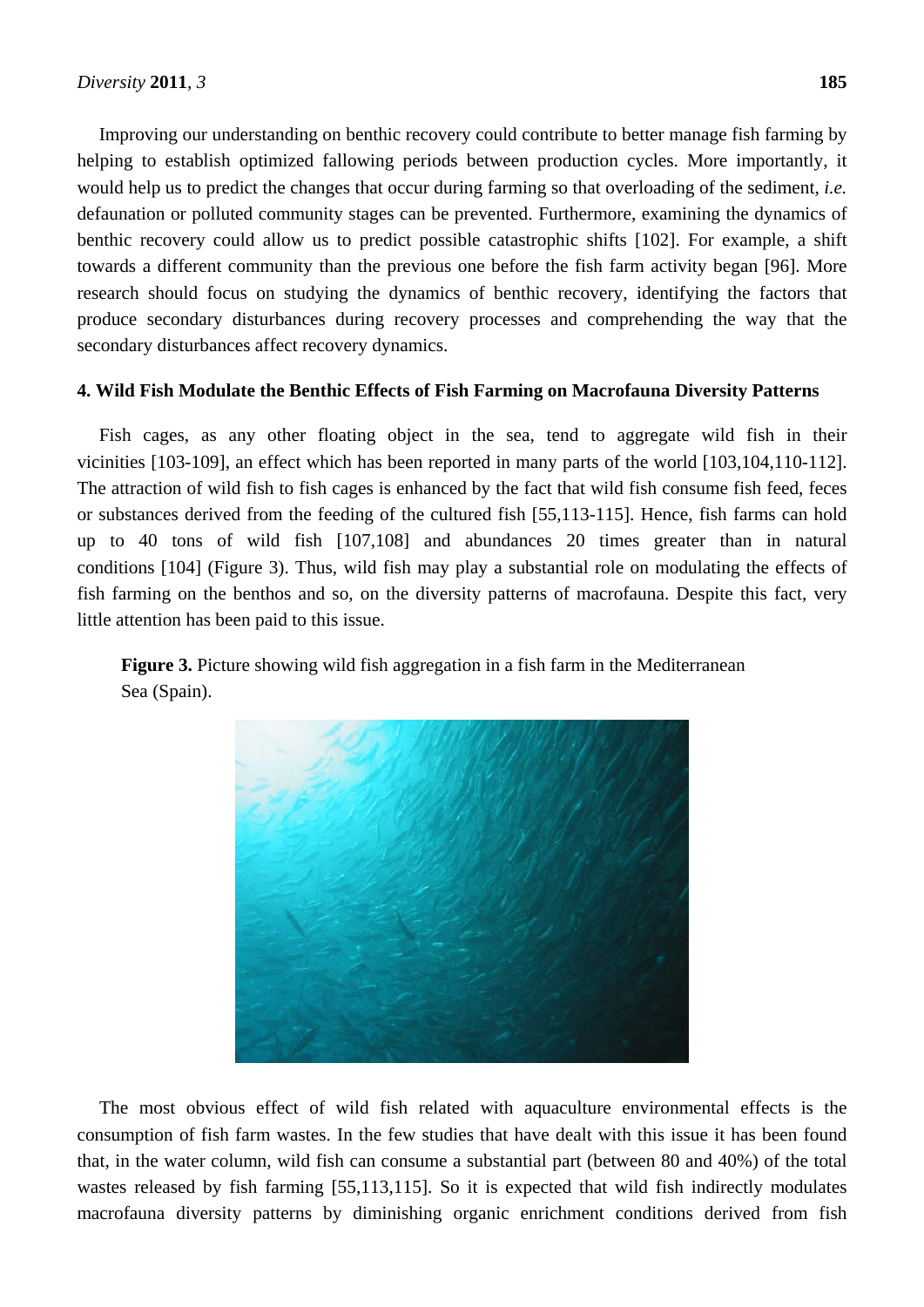Improving our understanding on benthic recovery could contribute to better manage fish farming by helping to establish optimized fallowing periods between production cycles. More importantly, it would help us to predict the changes that occur during farming so that overloading of the sediment, *i.e.* defaunation or polluted community stages can be prevented. Furthermore, examining the dynamics of benthic recovery could allow us to predict possible catastrophic shifts [102]. For example, a shift towards a different community than the previous one before the fish farm activity began [96]. More research should focus on studying the dynamics of benthic recovery, identifying the factors that produce secondary disturbances during recovery processes and comprehending the way that the secondary disturbances affect recovery dynamics.

## 4. Wild Fish Modulate the Benthic Effects of Fish Farming on Macrofauna Diversity Patterns

Fish cages, as any other floating object in the sea, tend to aggregate wild fish in their vicinities [103-109], an effect which has been reported in many parts of the world [103,104,110-112]. The attraction of wild fish to fish cages is enhanced by the fact that wild fish consume fish feed, feces or substances derived from the feeding of the cultured fish [55,113-115]. Hence, fish farms can hold up to 40 tons of wild fish [107,108] and abundances 20 times greater than in natural conditions [104] (Figure 3). Thus, wild fish may play a substantial role on modulating the effects of fish farming on the benthos and so, on the diversity patterns of macrofauna. Despite this fact, very little attention has been paid to this issue.

**Figure 3.** Picture showing wild fish aggregation in a fish farm in the Mediterranean Sea (Spain).

The most obvious effect of wild fish related with aquaculture environmental effects is the consumption of fish farm wastes. In the few studies that have dealt with this issue it has been found that, in the water column, wild fish can consume a substantial part (between 80 and 40%) of the total wastes released by fish farming [55,113,115]. So it is expected that wild fish indirectly modulates macrofauna diversity patterns by diminishing organic enrichment conditions derived from fish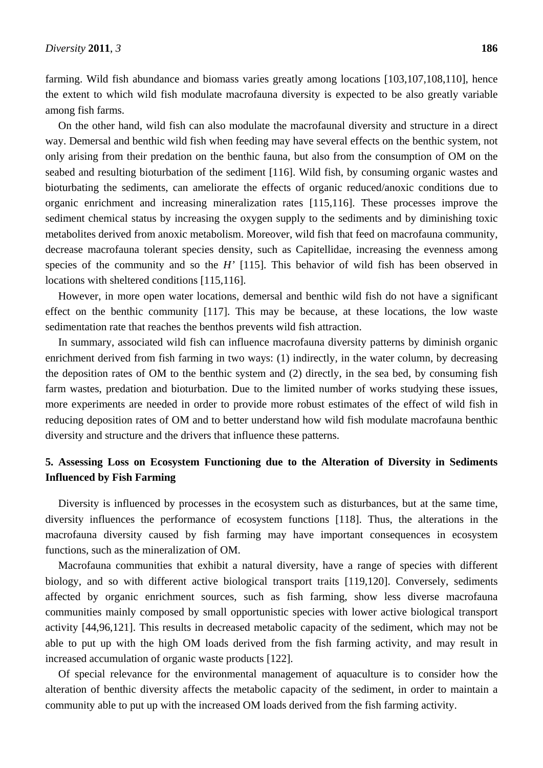farming. Wild fish abundance and biomass varies greatly among locations [103,107,108,110], hence the extent to which wild fish modulate macrofauna diversity is expected to be also greatly variable among fish farms.

On the other hand, wild fish can also modulate the macrofaunal diversity and structure in a direct way. Demersal and benthic wild fish when feeding may have several effects on the benthic system, not only arising from their predation on the benthic fauna, but also from the consumption of OM on the seabed and resulting bioturbation of the sediment [116]. Wild fish, by consuming organic wastes and bioturbating the sediments, can ameliorate the effects of organic reduced/anoxic conditions due to organic enrichment and increasing mineralization rates [115,116]. These processes improve the sediment chemical status by increasing the oxygen supply to the sediments and by diminishing toxic metabolites derived from anoxic metabolism. Moreover, wild fish that feed on macrofauna community, decrease macrofauna tolerant species density, such as Capitellidae, increasing the evenness among species of the community and so the *H’* [115]. This behavior of wild fish has been observed in locations with sheltered conditions [115,116].

However, in more open water locations, demersal and benthic wild fish do not have a significant effect on the benthic community [117]. This may be because, at these locations, the low waste sedimentation rate that reaches the benthos prevents wild fish attraction.

In summary, associated wild fish can influence macrofauna diversity patterns by diminish organic enrichment derived from fish farming in two ways: (1) indirectly, in the water column, by decreasing the deposition rates of OM to the benthic system and (2) directly, in the sea bed, by consuming fish farm wastes, predation and bioturbation. Due to the limited number of works studying these issues, more experiments are needed in order to provide more robust estimates of the effect of wild fish in reducing deposition rates of OM and to better understand how wild fish modulate macrofauna benthic diversity and structure and the drivers that influence these patterns.

## 5. Assessing Loss on Ecosystem Functioning due to the Alteration of Diversity in Sediments Influenced by Fish Farming

Diversity is influenced by processes in the ecosystem such as disturbances, but at the same time, diversity influences the performance of ecosystem functions [118]. Thus, the alterations in the macrofauna diversity caused by fish farming may have important consequences in ecosystem functions, such as the mineralization of OM.

Macrofauna communities that exhibit a natural diversity, have a range of species with different biology, and so with different active biological transport traits [119,120]. Conversely, sediments affected by organic enrichment sources, such as fish farming, show less diverse macrofauna communities mainly composed by small opportunistic species with lower active biological transport activity [44,96,121]. This results in decreased metabolic capacity of the sediment, which may not be able to put up with the high OM loads derived from the fish farming activity, and may result in increased accumulation of organic waste products [122].

Of special relevance for the environmental management of aquaculture is to consider how the alteration of benthic diversity affects the metabolic capacity of the sediment, in order to maintain a community able to put up with the increased OM loads derived from the fish farming activity.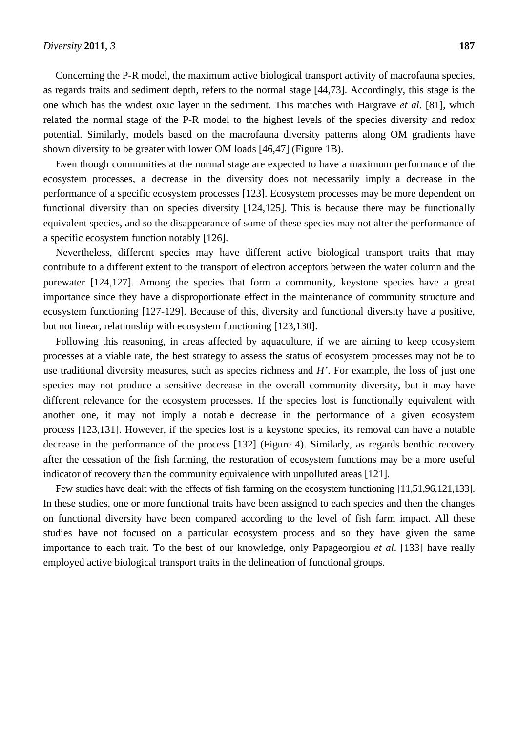Concerning the P-R model, the maximum active biological transport activity of macrofauna species, as regards traits and sediment depth, refers to the normal stage [44,73]. Accordingly, this stage is the one which has the widest oxic layer in the sediment. This matches with Hargrave *et al*. [81], which related the normal stage of the P-R model to the highest levels of the species diversity and redox potential. Similarly, models based on the macrofauna diversity patterns along OM gradients have shown diversity to be greater with lower OM loads [46,47] (Figure 1B).

Even though communities at the normal stage are expected to have a maximum performance of the ecosystem processes, a decrease in the diversity does not necessarily imply a decrease in the performance of a specific ecosystem processes [123]. Ecosystem processes may be more dependent on functional diversity than on species diversity [124,125]. This is because there may be functionally equivalent species, and so the disappearance of some of these species may not alter the performance of a specific ecosystem function notably [126].

Nevertheless, different species may have different active biological transport traits that may contribute to a different extent to the transport of electron acceptors between the water column and the porewater [124,127]. Among the species that form a community, keystone species have a great importance since they have a disproportionate effect in the maintenance of community structure and ecosystem functioning [127-129]. Because of this, diversity and functional diversity have a positive, but not linear, relationship with ecosystem functioning [123,130].

Following this reasoning, in areas affected by aquaculture, if we are aiming to keep ecosystem processes at a viable rate, the best strategy to assess the status of ecosystem processes may not be to use traditional diversity measures, such as species richness and *H'*. For example, the loss of just one species may not produce a sensitive decrease in the overall community diversity, but it may have different relevance for the ecosystem processes. If the species lost is functionally equivalent with another one, it may not imply a notable decrease in the performance of a given ecosystem process [123,131]. However, if the species lost is a keystone species, its removal can have a notable decrease in the performance of the process [132] (Figure 4). Similarly, as regards benthic recovery after the cessation of the fish farming, the restoration of ecosystem functions may be a more useful indicator of recovery than the community equivalence with unpolluted areas [121].

Few studies have dealt with the effects of fish farming on the ecosystem functioning [11,51,96,121,133]. In these studies, one or more functional traits have been assigned to each species and then the changes on functional diversity have been compared according to the level of fish farm impact. All these studies have not focused on a particular ecosystem process and so they have given the same importance to each trait. To the best of our knowledge, only Papageorgiou *et al*. [133] have really employed active biological transport traits in the delineation of functional groups.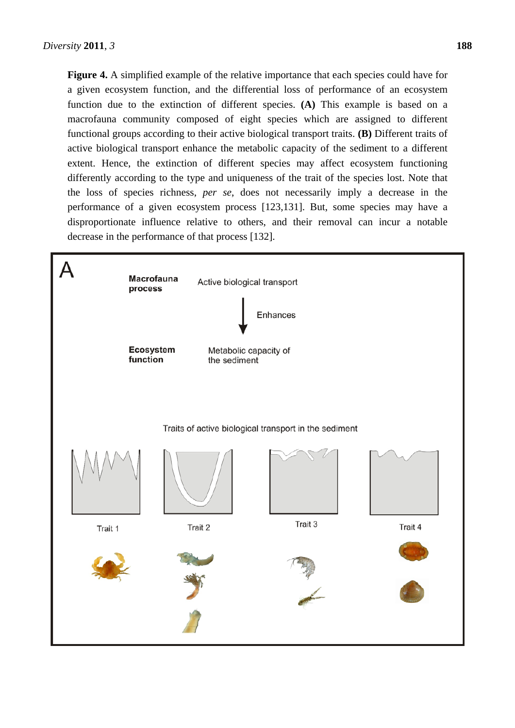**Figure 4.** A simplified example of the relative importance that each species could have for a given ecosystem function, and the differential loss of performance of an ecosystem function due to the extinction of different species. **(A)** This example is based on a macrofauna community composed of eight species which are assigned to different functional groups according to their active biological transport traits. **(B)** Different traits of active biological transport enhance the metabolic capacity of the sediment to a different extent. Hence, the extinction of different species may affect ecosystem functioning differently according to the type and uniqueness of the trait of the species lost. Note that the loss of species richness, *per se*, does not necessarily imply a decrease in the performance of a given ecosystem process [123,131]. But, some species may have a disproportionate influence relative to others, and their removal can incur a notable decrease in the performance of that process [132].

A

**Macrofauna process** Active biological transport

Enhances

**Ecosystem function** Metabolic capacity of the sediment

Traits of active biological transport in the sediment

Trait 1

Trait 2

Trait 3

Trait 4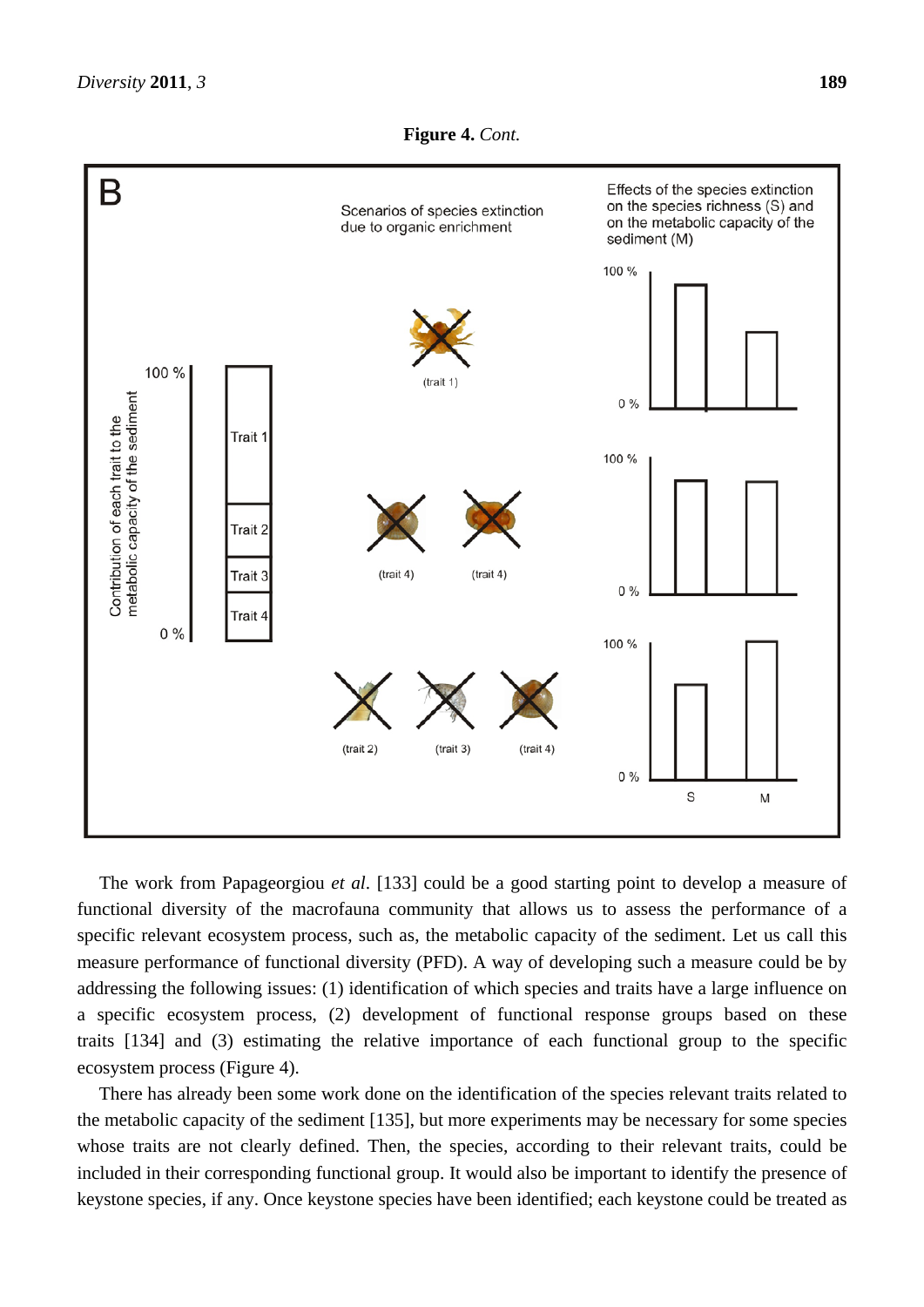**Figure 4.** *Cont.*

B

Scenarios of species extinction due to organic enrichment

Effects of the species extinction on the species richness (S) and on the metabolic capacity of the sediment (M)

Contribution of each trait to the metabolic capacity of the sediment

100 %

0 %

Trait 1

Trait 2

Trait 3

Trait 4

(trait 1)

(trait 4)

(trait 4)

(trait 2)

(trait 3)

(trait 4)

100 %

0 %

100 %

0 %

100 %

0 %

S

M

The work from Papageorgiou *et al*. [133] could be a good starting point to develop a measure of functional diversity of the macrofauna community that allows us to assess the performance of a specific relevant ecosystem process, such as, the metabolic capacity of the sediment. Let us call this measure performance of functional diversity (PFD). A way of developing such a measure could be by addressing the following issues: (1) identification of which species and traits have a large influence on a specific ecosystem process, (2) development of functional response groups based on these traits [134] and (3) estimating the relative importance of each functional group to the specific ecosystem process (Figure 4).

There has already been some work done on the identification of the species relevant traits related to the metabolic capacity of the sediment [135], but more experiments may be necessary for some species whose traits are not clearly defined. Then, the species, according to their relevant traits, could be included in their corresponding functional group. It would also be important to identify the presence of keystone species, if any. Once keystone species have been identified; each keystone could be treated as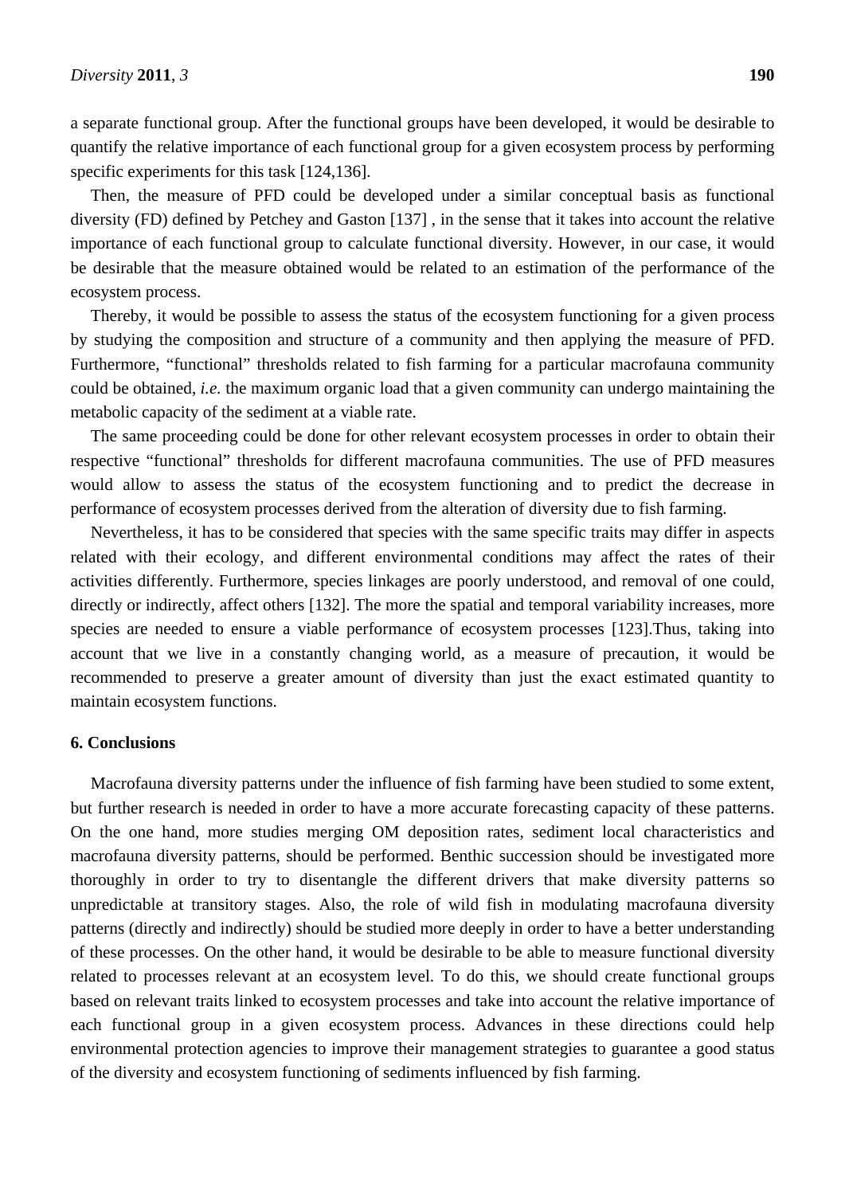a separate functional group. After the functional groups have been developed, it would be desirable to quantify the relative importance of each functional group for a given ecosystem process by performing specific experiments for this task [124,136].

Then, the measure of PFD could be developed under a similar conceptual basis as functional diversity (FD) defined by Petchey and Gaston [137] , in the sense that it takes into account the relative importance of each functional group to calculate functional diversity. However, in our case, it would be desirable that the measure obtained would be related to an estimation of the performance of the ecosystem process.

Thereby, it would be possible to assess the status of the ecosystem functioning for a given process by studying the composition and structure of a community and then applying the measure of PFD. Furthermore, "functional" thresholds related to fish farming for a particular macrofauna community could be obtained, *i.e.* the maximum organic load that a given community can undergo maintaining the metabolic capacity of the sediment at a viable rate.

The same proceeding could be done for other relevant ecosystem processes in order to obtain their respective "functional" thresholds for different macrofauna communities. The use of PFD measures would allow to assess the status of the ecosystem functioning and to predict the decrease in performance of ecosystem processes derived from the alteration of diversity due to fish farming.

Nevertheless, it has to be considered that species with the same specific traits may differ in aspects related with their ecology, and different environmental conditions may affect the rates of their activities differently. Furthermore, species linkages are poorly understood, and removal of one could, directly or indirectly, affect others [132]. The more the spatial and temporal variability increases, more species are needed to ensure a viable performance of ecosystem processes [123].Thus, taking into account that we live in a constantly changing world, as a measure of precaution, it would be recommended to preserve a greater amount of diversity than just the exact estimated quantity to maintain ecosystem functions.

## 6. Conclusions

Macrofauna diversity patterns under the influence of fish farming have been studied to some extent, but further research is needed in order to have a more accurate forecasting capacity of these patterns. On the one hand, more studies merging OM deposition rates, sediment local characteristics and macrofauna diversity patterns, should be performed. Benthic succession should be investigated more thoroughly in order to try to disentangle the different drivers that make diversity patterns so unpredictable at transitory stages. Also, the role of wild fish in modulating macrofauna diversity patterns (directly and indirectly) should be studied more deeply in order to have a better understanding of these processes. On the other hand, it would be desirable to be able to measure functional diversity related to processes relevant at an ecosystem level. To do this, we should create functional groups based on relevant traits linked to ecosystem processes and take into account the relative importance of each functional group in a given ecosystem process. Advances in these directions could help environmental protection agencies to improve their management strategies to guarantee a good status of the diversity and ecosystem functioning of sediments influenced by fish farming.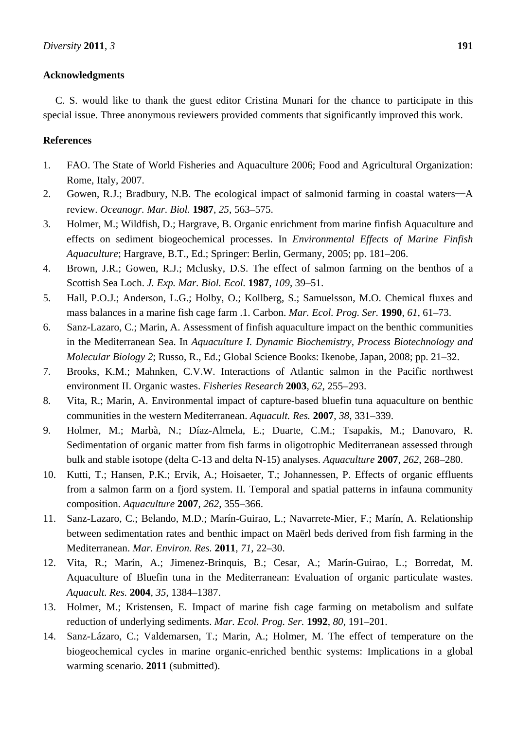**Acknowledgments**

C. S. would like to thank the guest editor Cristina Munari for the chance to participate in this special issue. Three anonymous reviewers provided comments that significantly improved this work.

**References**

1. FAO. The State of World Fisheries and Aquaculture 2006; Food and Agricultural Organization: Rome, Italy, 2007.
2. Gowen, R.J.; Bradbury, N.B. The ecological impact of salmonid farming in coastal waters—A review. *Oceanogr. Mar. Biol.* **1987**, *25*, 563–575.
3. Holmer, M.; Wildfish, D.; Hargrave, B. Organic enrichment from marine finfish Aquaculture and effects on sediment biogeochemical processes. In *Environmental Effects of Marine Finfish Aquaculture*; Hargrave, B.T., Ed.; Springer: Berlin, Germany, 2005; pp. 181–206.
4. Brown, J.R.; Gowen, R.J.; Mclusky, D.S. The effect of salmon farming on the benthos of a Scottish Sea Loch. *J. Exp. Mar. Biol. Ecol.* **1987**, *109*, 39–51.
5. Hall, P.O.J.; Anderson, L.G.; Holby, O.; Kollberg, S.; Samuelsson, M.O. Chemical fluxes and mass balances in a marine fish cage farm .1. Carbon. *Mar. Ecol. Prog. Ser.* **1990**, *61*, 61–73.
6. Sanz-Lazaro, C.; Marin, A. Assessment of finfish aquaculture impact on the benthic communities in the Mediterranean Sea. In *Aquaculture I. Dynamic Biochemistry, Process Biotechnology and Molecular Biology 2*; Russo, R., Ed.; Global Science Books: Ikenobe, Japan, 2008; pp. 21–32.
7. Brooks, K.M.; Mahnken, C.V.W. Interactions of Atlantic salmon in the Pacific northwest environment II. Organic wastes. *Fisheries Research* **2003**, *62*, 255–293.
8. Vita, R.; Marin, A. Environmental impact of capture-based bluefin tuna aquaculture on benthic communities in the western Mediterranean. *Aquacult. Res.* **2007**, *38*, 331–339.
9. Holmer, M.; Marbà, N.; Díaz-Almela, E.; Duarte, C.M.; Tsapakis, M.; Danovaro, R. Sedimentation of organic matter from fish farms in oligotrophic Mediterranean assessed through bulk and stable isotope (delta C-13 and delta N-15) analyses. *Aquaculture* **2007**, *262*, 268–280.
10. Kutti, T.; Hansen, P.K.; Ervik, A.; Hoisaeter, T.; Johannessen, P. Effects of organic effluents from a salmon farm on a fjord system. II. Temporal and spatial patterns in infauna community composition. *Aquaculture* **2007**, *262*, 355–366.
11. Sanz-Lazaro, C.; Belando, M.D.; Marín-Guirao, L.; Navarrete-Mier, F.; Marín, A. Relationship between sedimentation rates and benthic impact on Maërl beds derived from fish farming in the Mediterranean. *Mar. Environ. Res.* **2011**, *71*, 22–30.
12. Vita, R.; Marín, A.; Jimenez-Brinquis, B.; Cesar, A.; Marín-Guirao, L.; Borredat, M. Aquaculture of Bluefin tuna in the Mediterranean: Evaluation of organic particulate wastes. *Aquacult. Res.* **2004**, *35*, 1384–1387.
13. Holmer, M.; Kristensen, E. Impact of marine fish cage farming on metabolism and sulfate reduction of underlying sediments. *Mar. Ecol. Prog. Ser.* **1992**, *80*, 191–201.
14. Sanz-Lázaro, C.; Valdemarsen, T.; Marin, A.; Holmer, M. The effect of temperature on the biogeochemical cycles in marine organic-enriched benthic systems: Implications in a global warming scenario. **2011** (submitted).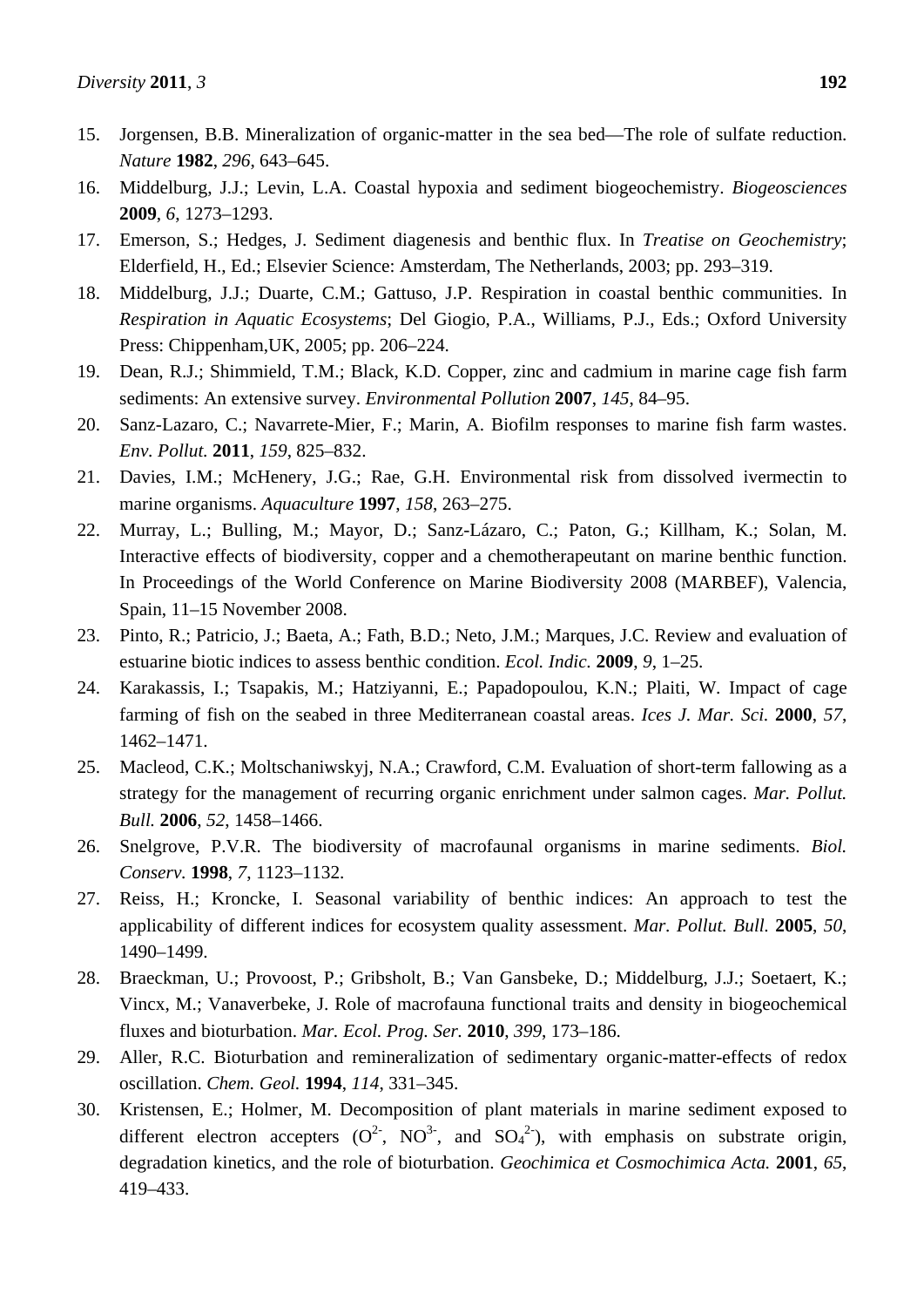15. Jorgensen, B.B. Mineralization of organic-matter in the sea bed—The role of sulfate reduction. *Nature* **1982**, *296*, 643–645.
16. Middelburg, J.J.; Levin, L.A. Coastal hypoxia and sediment biogeochemistry. *Biogeosciences* **2009**, *6*, 1273–1293.
17. Emerson, S.; Hedges, J. Sediment diagenesis and benthic flux. In *Treatise on Geochemistry*; Elderfield, H., Ed.; Elsevier Science: Amsterdam, The Netherlands, 2003; pp. 293–319.
18. Middelburg, J.J.; Duarte, C.M.; Gattuso, J.P. Respiration in coastal benthic communities. In *Respiration in Aquatic Ecosystems*; Del Giogio, P.A., Williams, P.J., Eds.; Oxford University Press: Chippenham,UK, 2005; pp. 206–224.
19. Dean, R.J.; Shimmield, T.M.; Black, K.D. Copper, zinc and cadmium in marine cage fish farm sediments: An extensive survey. *Environmental Pollution* **2007**, *145*, 84–95.
20. Sanz-Lazaro, C.; Navarrete-Mier, F.; Marin, A. Biofilm responses to marine fish farm wastes. *Env. Pollut.* **2011**, *159*, 825–832.
21. Davies, I.M.; McHenery, J.G.; Rae, G.H. Environmental risk from dissolved ivermectin to marine organisms. *Aquaculture* **1997**, *158*, 263–275.
22. Murray, L.; Bulling, M.; Mayor, D.; Sanz-Lázaro, C.; Paton, G.; Killham, K.; Solan, M. Interactive effects of biodiversity, copper and a chemotherapeutant on marine benthic function. In Proceedings of the World Conference on Marine Biodiversity 2008 (MARBEF), Valencia, Spain, 11–15 November 2008.
23. Pinto, R.; Patricio, J.; Baeta, A.; Fath, B.D.; Neto, J.M.; Marques, J.C. Review and evaluation of estuarine biotic indices to assess benthic condition. *Ecol. Indic.* **2009**, *9*, 1–25.
24. Karakassis, I.; Tsapakis, M.; Hatziyanni, E.; Papadopoulou, K.N.; Plaiti, W. Impact of cage farming of fish on the seabed in three Mediterranean coastal areas. *Ices J. Mar. Sci.* **2000**, *57*, 1462–1471.
25. Macleod, C.K.; Moltschaniwskyj, N.A.; Crawford, C.M. Evaluation of short-term fallowing as a strategy for the management of recurring organic enrichment under salmon cages. *Mar. Pollut. Bull.* **2006**, *52*, 1458–1466.
26. Snelgrove, P.V.R. The biodiversity of macrofaunal organisms in marine sediments. *Biol. Conserv.* **1998**, *7*, 1123–1132.
27. Reiss, H.; Kroncke, I. Seasonal variability of benthic indices: An approach to test the applicability of different indices for ecosystem quality assessment. *Mar. Pollut. Bull.* **2005**, *50*, 1490–1499.
28. Braeckman, U.; Provoost, P.; Gribsholt, B.; Van Gansbeke, D.; Middelburg, J.J.; Soetaert, K.; Vincx, M.; Vanaverbeke, J. Role of macrofauna functional traits and density in biogeochemical fluxes and bioturbation. *Mar. Ecol. Prog. Ser.* **2010**, *399*, 173–186.
29. Aller, R.C. Bioturbation and remineralization of sedimentary organic-matter-effects of redox oscillation. *Chem. Geol.* **1994**, *114*, 331–345.
30. Kristensen, E.; Holmer, M. Decomposition of plant materials in marine sediment exposed to different electron accepters ($O^{2-}$, $NO^{3-}$, and $SO_4^{2-}$), with emphasis on substrate origin, degradation kinetics, and the role of bioturbation. *Geochimica et Cosmochimica Acta.* **2001**, *65*, 419–433.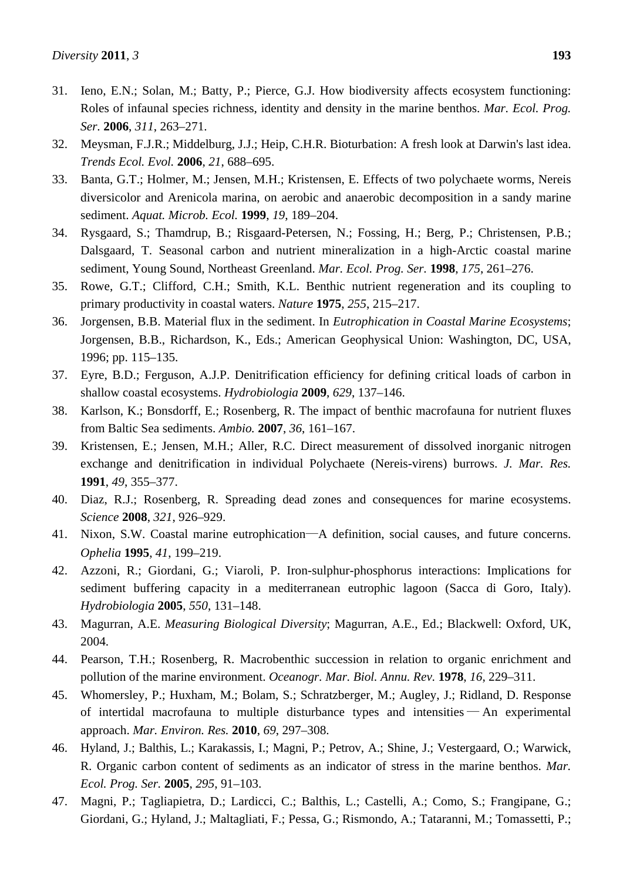31. Ieno, E.N.; Solan, M.; Batty, P.; Pierce, G.J. How biodiversity affects ecosystem functioning: Roles of infaunal species richness, identity and density in the marine benthos. *Mar. Ecol. Prog. Ser.* **2006**, *311*, 263–271.
32. Meysman, F.J.R.; Middelburg, J.J.; Heip, C.H.R. Bioturbation: A fresh look at Darwin's last idea. *Trends Ecol. Evol.* **2006**, *21*, 688–695.
33. Banta, G.T.; Holmer, M.; Jensen, M.H.; Kristensen, E. Effects of two polychaete worms, Nereis diversicolor and Arenicola marina, on aerobic and anaerobic decomposition in a sandy marine sediment. *Aquat. Microb. Ecol.* **1999**, *19*, 189–204.
34. Rysgaard, S.; Thamdrup, B.; Risgaard-Petersen, N.; Fossing, H.; Berg, P.; Christensen, P.B.; Dalsgaard, T. Seasonal carbon and nutrient mineralization in a high-Arctic coastal marine sediment, Young Sound, Northeast Greenland. *Mar. Ecol. Prog. Ser.* **1998**, *175*, 261–276.
35. Rowe, G.T.; Clifford, C.H.; Smith, K.L. Benthic nutrient regeneration and its coupling to primary productivity in coastal waters. *Nature* **1975**, *255*, 215–217.
36. Jorgensen, B.B. Material flux in the sediment. In *Eutrophication in Coastal Marine Ecosystems*; Jorgensen, B.B., Richardson, K., Eds.; American Geophysical Union: Washington, DC, USA, 1996; pp. 115–135.
37. Eyre, B.D.; Ferguson, A.J.P. Denitrification efficiency for defining critical loads of carbon in shallow coastal ecosystems. *Hydrobiologia* **2009**, *629*, 137–146.
38. Karlson, K.; Bonsdorff, E.; Rosenberg, R. The impact of benthic macrofauna for nutrient fluxes from Baltic Sea sediments. *Ambio.* **2007**, *36*, 161–167.
39. Kristensen, E.; Jensen, M.H.; Aller, R.C. Direct measurement of dissolved inorganic nitrogen exchange and denitrification in individual Polychaete (Nereis-virens) burrows. *J. Mar. Res.* **1991**, *49*, 355–377.
40. Diaz, R.J.; Rosenberg, R. Spreading dead zones and consequences for marine ecosystems. *Science* **2008**, *321*, 926–929.
41. Nixon, S.W. Coastal marine eutrophication—A definition, social causes, and future concerns. *Ophelia* **1995**, *41*, 199–219.
42. Azzoni, R.; Giordani, G.; Viaroli, P. Iron-sulphur-phosphorus interactions: Implications for sediment buffering capacity in a mediterranean eutrophic lagoon (Sacca di Goro, Italy). *Hydrobiologia* **2005**, *550*, 131–148.
43. Magurran, A.E. *Measuring Biological Diversity*; Magurran, A.E., Ed.; Blackwell: Oxford, UK, 2004.
44. Pearson, T.H.; Rosenberg, R. Macrobenthic succession in relation to organic enrichment and pollution of the marine environment. *Oceanogr. Mar. Biol. Annu. Rev.* **1978**, *16*, 229–311.
45. Whomersley, P.; Huxham, M.; Bolam, S.; Schratzberger, M.; Augley, J.; Ridland, D. Response of intertidal macrofauna to multiple disturbance types and intensities—An experimental approach. *Mar. Environ. Res.* **2010**, *69*, 297–308.
46. Hyland, J.; Balthis, L.; Karakassis, I.; Magni, P.; Petrov, A.; Shine, J.; Vestergaard, O.; Warwick, R. Organic carbon content of sediments as an indicator of stress in the marine benthos. *Mar. Ecol. Prog. Ser.* **2005**, *295*, 91–103.
47. Magni, P.; Tagliapietra, D.; Lardicci, C.; Balthis, L.; Castelli, A.; Como, S.; Frangipane, G.; Giordani, G.; Hyland, J.; Maltagliati, F.; Pessa, G.; Rismondo, A.; Tataranni, M.; Tomassetti, P.;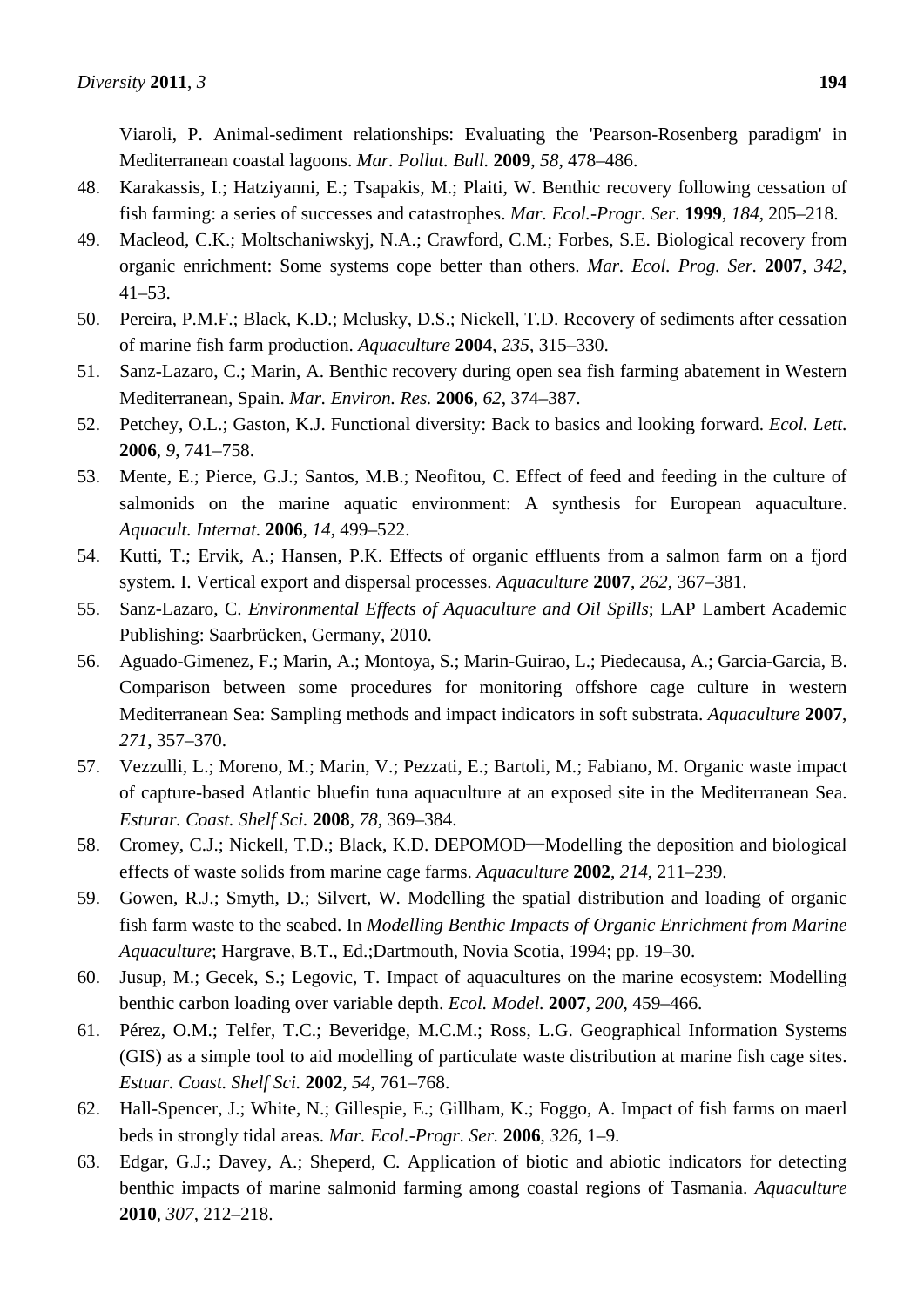Viaroli, P. Animal-sediment relationships: Evaluating the 'Pearson-Rosenberg paradigm' in Mediterranean coastal lagoons. *Mar. Pollut. Bull.* **2009**, *58*, 478–486.

48. Karakassis, I.; Hatziyanni, E.; Tsapakis, M.; Plaiti, W. Benthic recovery following cessation of fish farming: a series of successes and catastrophes. *Mar. Ecol.-Progr. Ser.* **1999**, *184*, 205–218.
49. Macleod, C.K.; Moltschaniwskyj, N.A.; Crawford, C.M.; Forbes, S.E. Biological recovery from organic enrichment: Some systems cope better than others. *Mar. Ecol. Prog. Ser.* **2007**, *342*, 41–53.
50. Pereira, P.M.F.; Black, K.D.; Mclusky, D.S.; Nickell, T.D. Recovery of sediments after cessation of marine fish farm production. *Aquaculture* **2004**, *235*, 315–330.
51. Sanz-Lazaro, C.; Marin, A. Benthic recovery during open sea fish farming abatement in Western Mediterranean, Spain. *Mar. Environ. Res.* **2006**, *62*, 374–387.
52. Petchey, O.L.; Gaston, K.J. Functional diversity: Back to basics and looking forward. *Ecol. Lett.* **2006**, *9*, 741–758.
53. Mente, E.; Pierce, G.J.; Santos, M.B.; Neofitou, C. Effect of feed and feeding in the culture of salmonids on the marine aquatic environment: A synthesis for European aquaculture. *Aquacult. Internat.* **2006**, *14*, 499–522.
54. Kutti, T.; Ervik, A.; Hansen, P.K. Effects of organic effluents from a salmon farm on a fjord system. I. Vertical export and dispersal processes. *Aquaculture* **2007**, *262*, 367–381.
55. Sanz-Lazaro, C. *Environmental Effects of Aquaculture and Oil Spills*; LAP Lambert Academic Publishing: Saarbrücken, Germany, 2010.
56. Aguado-Gimenez, F.; Marin, A.; Montoya, S.; Marin-Guirao, L.; Piedecausa, A.; Garcia-Garcia, B. Comparison between some procedures for monitoring offshore cage culture in western Mediterranean Sea: Sampling methods and impact indicators in soft substrata. *Aquaculture* **2007**, *271*, 357–370.
57. Vezzulli, L.; Moreno, M.; Marin, V.; Pezzati, E.; Bartoli, M.; Fabiano, M. Organic waste impact of capture-based Atlantic bluefin tuna aquaculture at an exposed site in the Mediterranean Sea. *Esturar. Coast. Shelf Sci.* **2008**, *78*, 369–384.
58. Cromey, C.J.; Nickell, T.D.; Black, K.D. DEPOMOD—Modelling the deposition and biological effects of waste solids from marine cage farms. *Aquaculture* **2002**, *214*, 211–239.
59. Gowen, R.J.; Smyth, D.; Silvert, W. Modelling the spatial distribution and loading of organic fish farm waste to the seabed. In *Modelling Benthic Impacts of Organic Enrichment from Marine Aquaculture*; Hargrave, B.T., Ed.;Dartmouth, Novia Scotia, 1994; pp. 19–30.
60. Jusup, M.; Gecek, S.; Legovic, T. Impact of aquacultures on the marine ecosystem: Modelling benthic carbon loading over variable depth. *Ecol. Model.* **2007**, *200*, 459–466.
61. Pérez, O.M.; Telfer, T.C.; Beveridge, M.C.M.; Ross, L.G. Geographical Information Systems (GIS) as a simple tool to aid modelling of particulate waste distribution at marine fish cage sites. *Estuar. Coast. Shelf Sci.* **2002**, *54*, 761–768.
62. Hall-Spencer, J.; White, N.; Gillespie, E.; Gillham, K.; Foggo, A. Impact of fish farms on maerl beds in strongly tidal areas. *Mar. Ecol.-Progr. Ser.* **2006**, *326*, 1–9.
63. Edgar, G.J.; Davey, A.; Sheperd, C. Application of biotic and abiotic indicators for detecting benthic impacts of marine salmonid farming among coastal regions of Tasmania. *Aquaculture* **2010**, *307*, 212–218.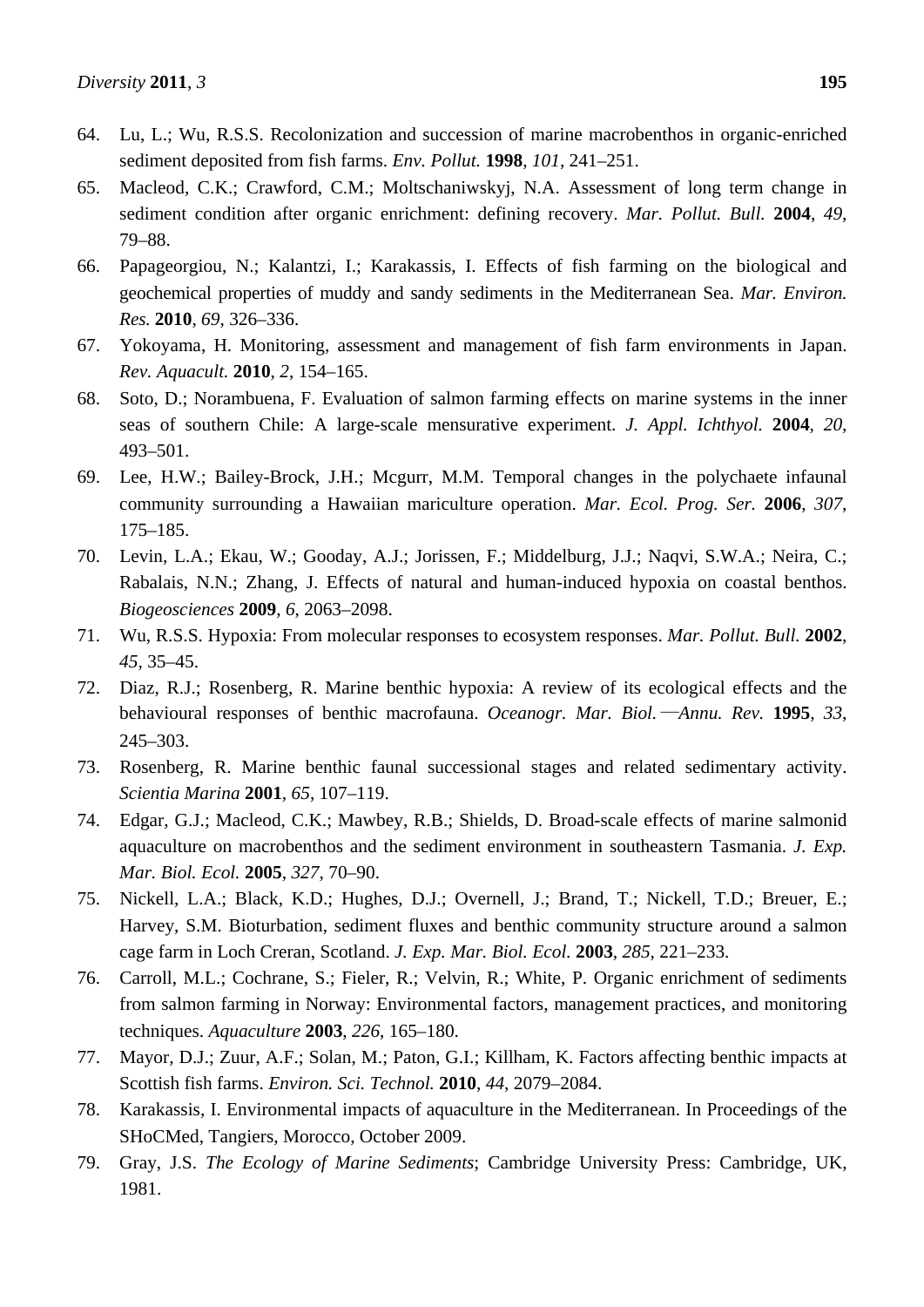64. Lu, L.; Wu, R.S.S. Recolonization and succession of marine macrobenthos in organic-enriched sediment deposited from fish farms. *Env. Pollut.* **1998**, *101*, 241–251.
65. Macleod, C.K.; Crawford, C.M.; Moltschaniwskyj, N.A. Assessment of long term change in sediment condition after organic enrichment: defining recovery. *Mar. Pollut. Bull.* **2004**, *49*, 79–88.
66. Papageorgiou, N.; Kalantzi, I.; Karakassis, I. Effects of fish farming on the biological and geochemical properties of muddy and sandy sediments in the Mediterranean Sea. *Mar. Environ. Res.* **2010**, *69*, 326–336.
67. Yokoyama, H. Monitoring, assessment and management of fish farm environments in Japan. *Rev. Aquacult.* **2010**, *2*, 154–165.
68. Soto, D.; Norambuena, F. Evaluation of salmon farming effects on marine systems in the inner seas of southern Chile: A large-scale mensurative experiment. *J. Appl. Ichthyol.* **2004**, *20*, 493–501.
69. Lee, H.W.; Bailey-Brock, J.H.; Mcgurr, M.M. Temporal changes in the polychaete infaunal community surrounding a Hawaiian mariculture operation. *Mar. Ecol. Prog. Ser.* **2006**, *307*, 175–185.
70. Levin, L.A.; Ekau, W.; Gooday, A.J.; Jorissen, F.; Middelburg, J.J.; Naqvi, S.W.A.; Neira, C.; Rabalais, N.N.; Zhang, J. Effects of natural and human-induced hypoxia on coastal benthos. *Biogeosciences* **2009**, *6*, 2063–2098.
71. Wu, R.S.S. Hypoxia: From molecular responses to ecosystem responses. *Mar. Pollut. Bull.* **2002**, *45*, 35–45.
72. Diaz, R.J.; Rosenberg, R. Marine benthic hypoxia: A review of its ecological effects and the behavioural responses of benthic macrofauna. *Oceanogr. Mar. Biol.—Annu. Rev.* **1995**, *33*, 245–303.
73. Rosenberg, R. Marine benthic faunal successional stages and related sedimentary activity. *Scientia Marina* **2001**, *65*, 107–119.
74. Edgar, G.J.; Macleod, C.K.; Mawbey, R.B.; Shields, D. Broad-scale effects of marine salmonid aquaculture on macrobenthos and the sediment environment in southeastern Tasmania. *J. Exp. Mar. Biol. Ecol.* **2005**, *327*, 70–90.
75. Nickell, L.A.; Black, K.D.; Hughes, D.J.; Overnell, J.; Brand, T.; Nickell, T.D.; Breuer, E.; Harvey, S.M. Bioturbation, sediment fluxes and benthic community structure around a salmon cage farm in Loch Creran, Scotland. *J. Exp. Mar. Biol. Ecol.* **2003**, *285*, 221–233.
76. Carroll, M.L.; Cochrane, S.; Fieler, R.; Velvin, R.; White, P. Organic enrichment of sediments from salmon farming in Norway: Environmental factors, management practices, and monitoring techniques. *Aquaculture* **2003**, *226*, 165–180.
77. Mayor, D.J.; Zuur, A.F.; Solan, M.; Paton, G.I.; Killham, K. Factors affecting benthic impacts at Scottish fish farms. *Environ. Sci. Technol.* **2010**, *44*, 2079–2084.
78. Karakassis, I. Environmental impacts of aquaculture in the Mediterranean. In Proceedings of the SHoCMed, Tangiers, Morocco, October 2009.
79. Gray, J.S. *The Ecology of Marine Sediments*; Cambridge University Press: Cambridge, UK, 1981.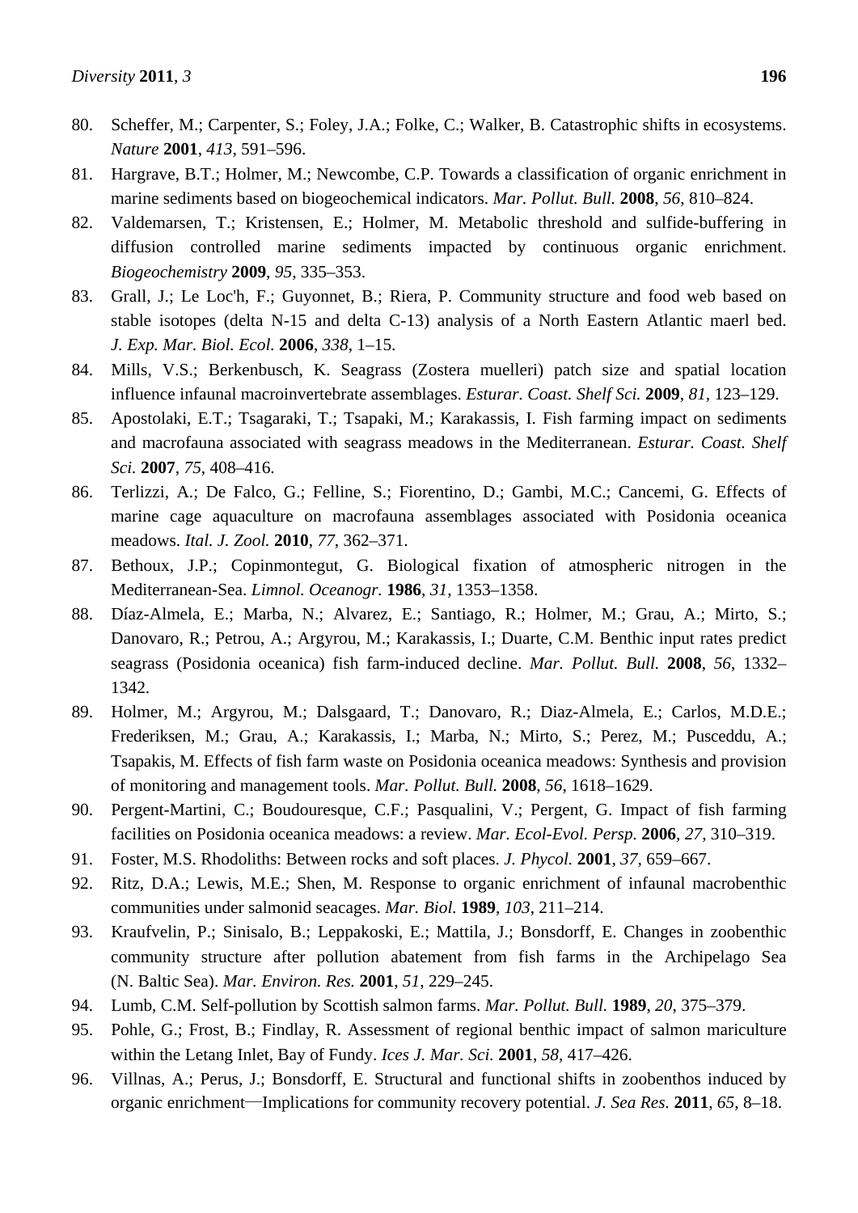80. Scheffer, M.; Carpenter, S.; Foley, J.A.; Folke, C.; Walker, B. Catastrophic shifts in ecosystems. *Nature* **2001**, *413*, 591–596.
81. Hargrave, B.T.; Holmer, M.; Newcombe, C.P. Towards a classification of organic enrichment in marine sediments based on biogeochemical indicators. *Mar. Pollut. Bull.* **2008**, *56*, 810–824.
82. Valdemarsen, T.; Kristensen, E.; Holmer, M. Metabolic threshold and sulfide-buffering in diffusion controlled marine sediments impacted by continuous organic enrichment. *Biogeochemistry* **2009**, *95*, 335–353.
83. Grall, J.; Le Loc'h, F.; Guyonnet, B.; Riera, P. Community structure and food web based on stable isotopes (delta N-15 and delta C-13) analysis of a North Eastern Atlantic maerl bed. *J. Exp. Mar. Biol. Ecol.* **2006**, *338*, 1–15.
84. Mills, V.S.; Berkenbusch, K. Seagrass (Zostera muelleri) patch size and spatial location influence infaunal macroinvertebrate assemblages. *Esturar. Coast. Shelf Sci.* **2009**, *81*, 123–129.
85. Apostolaki, E.T.; Tsagaraki, T.; Tsapaki, M.; Karakassis, I. Fish farming impact on sediments and macrofauna associated with seagrass meadows in the Mediterranean. *Esturar. Coast. Shelf Sci.* **2007**, *75*, 408–416.
86. Terlizzi, A.; De Falco, G.; Felline, S.; Fiorentino, D.; Gambi, M.C.; Cancemi, G. Effects of marine cage aquaculture on macrofauna assemblages associated with Posidonia oceanica meadows. *Ital. J. Zool.* **2010**, *77*, 362–371.
87. Bethoux, J.P.; Copinmontegut, G. Biological fixation of atmospheric nitrogen in the Mediterranean-Sea. *Limnol. Oceanogr.* **1986**, *31*, 1353–1358.
88. Díaz-Almela, E.; Marba, N.; Alvarez, E.; Santiago, R.; Holmer, M.; Grau, A.; Mirto, S.; Danovaro, R.; Petrou, A.; Argyrou, M.; Karakassis, I.; Duarte, C.M. Benthic input rates predict seagrass (Posidonia oceanica) fish farm-induced decline. *Mar. Pollut. Bull.* **2008**, *56*, 1332–1342.
89. Holmer, M.; Argyrou, M.; Dalsgaard, T.; Danovaro, R.; Diaz-Almela, E.; Carlos, M.D.E.; Frederiksen, M.; Grau, A.; Karakassis, I.; Marba, N.; Mirto, S.; Perez, M.; Pusceddu, A.; Tsapakis, M. Effects of fish farm waste on Posidonia oceanica meadows: Synthesis and provision of monitoring and management tools. *Mar. Pollut. Bull.* **2008**, *56*, 1618–1629.
90. Pergent-Martini, C.; Boudouresque, C.F.; Pasqualini, V.; Pergent, G. Impact of fish farming facilities on Posidonia oceanica meadows: a review. *Mar. Ecol-Evol. Persp.* **2006**, *27*, 310–319.
91. Foster, M.S. Rhodoliths: Between rocks and soft places. *J. Phycol.* **2001**, *37*, 659–667.
92. Ritz, D.A.; Lewis, M.E.; Shen, M. Response to organic enrichment of infaunal macrobenthic communities under salmonid seacages. *Mar. Biol.* **1989**, *103*, 211–214.
93. Kraufvelin, P.; Sinisalo, B.; Leppakoski, E.; Mattila, J.; Bonsdorff, E. Changes in zoobenthic community structure after pollution abatement from fish farms in the Archipelago Sea (N. Baltic Sea). *Mar. Environ. Res.* **2001**, *51*, 229–245.
94. Lumb, C.M. Self-pollution by Scottish salmon farms. *Mar. Pollut. Bull.* **1989**, *20*, 375–379.
95. Pohle, G.; Frost, B.; Findlay, R. Assessment of regional benthic impact of salmon mariculture within the Letang Inlet, Bay of Fundy. *Ices J. Mar. Sci.* **2001**, *58*, 417–426.
96. Villnas, A.; Perus, J.; Bonsdorff, E. Structural and functional shifts in zoobenthos induced by organic enrichment—Implications for community recovery potential. *J. Sea Res.* **2011**, *65*, 8–18.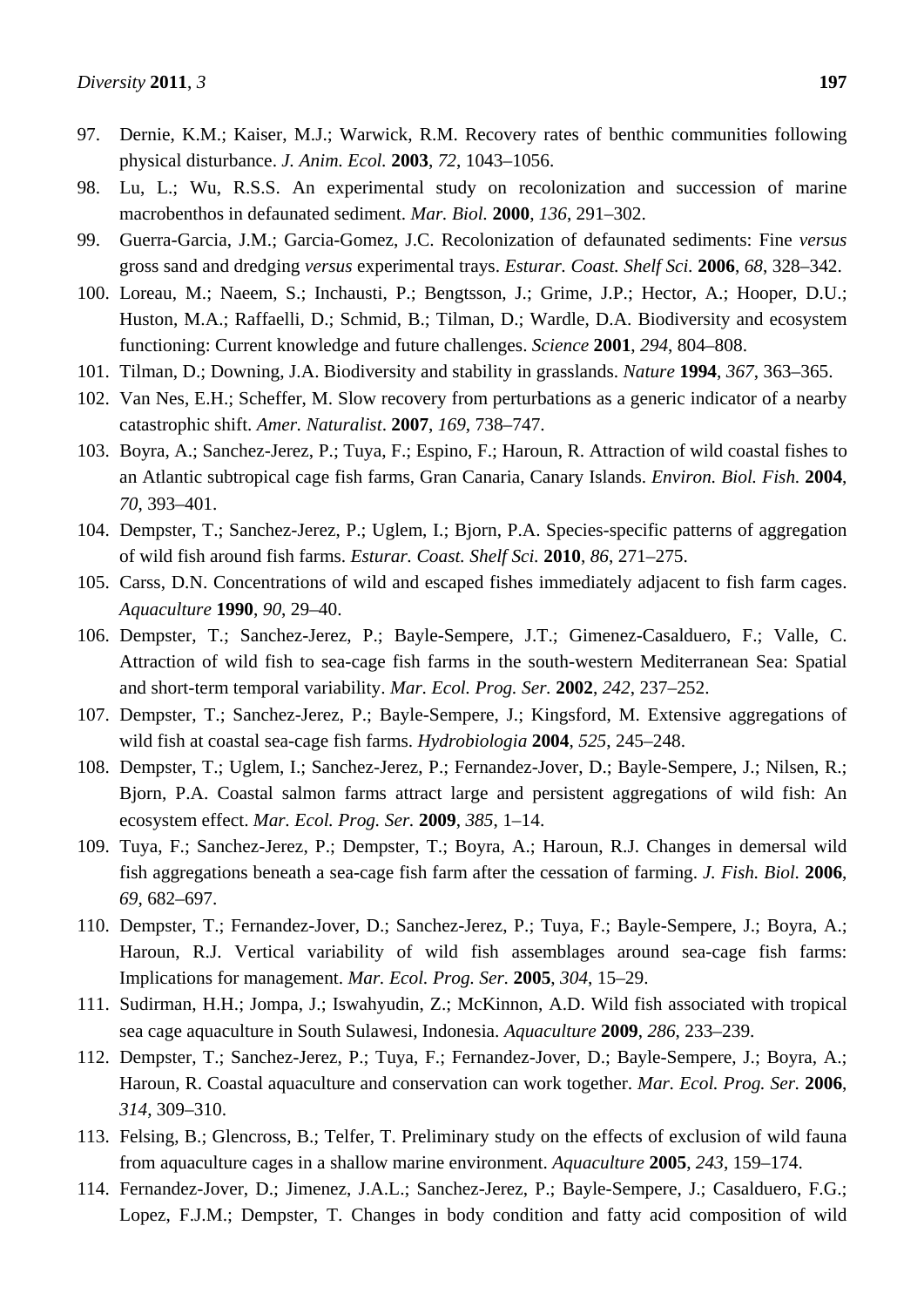97. Dernie, K.M.; Kaiser, M.J.; Warwick, R.M. Recovery rates of benthic communities following physical disturbance. *J. Anim. Ecol.* **2003**, *72*, 1043–1056.
98. Lu, L.; Wu, R.S.S. An experimental study on recolonization and succession of marine macrobenthos in defaunated sediment. *Mar. Biol.* **2000**, *136*, 291–302.
99. Guerra-Garcia, J.M.; Garcia-Gomez, J.C. Recolonization of defaunated sediments: Fine *versus* gross sand and dredging *versus* experimental trays. *Esturar. Coast. Shelf Sci.* **2006**, *68*, 328–342.
100. Loreau, M.; Naeem, S.; Inchausti, P.; Bengtsson, J.; Grime, J.P.; Hector, A.; Hooper, D.U.; Huston, M.A.; Raffaelli, D.; Schmid, B.; Tilman, D.; Wardle, D.A. Biodiversity and ecosystem functioning: Current knowledge and future challenges. *Science* **2001**, *294*, 804–808.
101. Tilman, D.; Downing, J.A. Biodiversity and stability in grasslands. *Nature* **1994**, *367*, 363–365.
102. Van Nes, E.H.; Scheffer, M. Slow recovery from perturbations as a generic indicator of a nearby catastrophic shift. *Amer. Naturalist*. **2007**, *169*, 738–747.
103. Boyra, A.; Sanchez-Jerez, P.; Tuya, F.; Espino, F.; Haroun, R. Attraction of wild coastal fishes to an Atlantic subtropical cage fish farms, Gran Canaria, Canary Islands. *Environ. Biol. Fish.* **2004**, *70*, 393–401.
104. Dempster, T.; Sanchez-Jerez, P.; Uglem, I.; Bjorn, P.A. Species-specific patterns of aggregation of wild fish around fish farms. *Esturar. Coast. Shelf Sci.* **2010**, *86*, 271–275.
105. Carss, D.N. Concentrations of wild and escaped fishes immediately adjacent to fish farm cages. *Aquaculture* **1990**, *90*, 29–40.
106. Dempster, T.; Sanchez-Jerez, P.; Bayle-Sempere, J.T.; Gimenez-Casalduero, F.; Valle, C. Attraction of wild fish to sea-cage fish farms in the south-western Mediterranean Sea: Spatial and short-term temporal variability. *Mar. Ecol. Prog. Ser.* **2002**, *242*, 237–252.
107. Dempster, T.; Sanchez-Jerez, P.; Bayle-Sempere, J.; Kingsford, M. Extensive aggregations of wild fish at coastal sea-cage fish farms. *Hydrobiologia* **2004**, *525*, 245–248.
108. Dempster, T.; Uglem, I.; Sanchez-Jerez, P.; Fernandez-Jover, D.; Bayle-Sempere, J.; Nilsen, R.; Bjorn, P.A. Coastal salmon farms attract large and persistent aggregations of wild fish: An ecosystem effect. *Mar. Ecol. Prog. Ser.* **2009**, *385*, 1–14.
109. Tuya, F.; Sanchez-Jerez, P.; Dempster, T.; Boyra, A.; Haroun, R.J. Changes in demersal wild fish aggregations beneath a sea-cage fish farm after the cessation of farming. *J. Fish. Biol.* **2006**, *69*, 682–697.
110. Dempster, T.; Fernandez-Jover, D.; Sanchez-Jerez, P.; Tuya, F.; Bayle-Sempere, J.; Boyra, A.; Haroun, R.J. Vertical variability of wild fish assemblages around sea-cage fish farms: Implications for management. *Mar. Ecol. Prog. Ser.* **2005**, *304*, 15–29.
111. Sudirman, H.H.; Jompa, J.; Iswahyudin, Z.; McKinnon, A.D. Wild fish associated with tropical sea cage aquaculture in South Sulawesi, Indonesia. *Aquaculture* **2009**, *286*, 233–239.
112. Dempster, T.; Sanchez-Jerez, P.; Tuya, F.; Fernandez-Jover, D.; Bayle-Sempere, J.; Boyra, A.; Haroun, R. Coastal aquaculture and conservation can work together. *Mar. Ecol. Prog. Ser.* **2006**, *314*, 309–310.
113. Felsing, B.; Glencross, B.; Telfer, T. Preliminary study on the effects of exclusion of wild fauna from aquaculture cages in a shallow marine environment. *Aquaculture* **2005**, *243*, 159–174.
114. Fernandez-Jover, D.; Jimenez, J.A.L.; Sanchez-Jerez, P.; Bayle-Sempere, J.; Casalduero, F.G.; Lopez, F.J.M.; Dempster, T. Changes in body condition and fatty acid composition of wild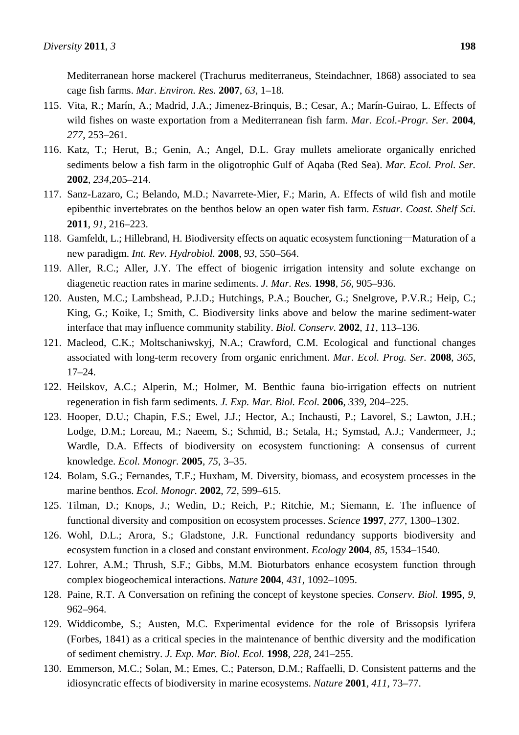Mediterranean horse mackerel (Trachurus mediterraneus, Steindachner, 1868) associated to sea cage fish farms. *Mar. Environ. Res.* **2007**, *63*, 1–18.

115. Vita, R.; Marín, A.; Madrid, J.A.; Jimenez-Brinquis, B.; Cesar, A.; Marín-Guirao, L. Effects of wild fishes on waste exportation from a Mediterranean fish farm. *Mar. Ecol.-Progr. Ser.* **2004**, *277*, 253–261.
116. Katz, T.; Herut, B.; Genin, A.; Angel, D.L. Gray mullets ameliorate organically enriched sediments below a fish farm in the oligotrophic Gulf of Aqaba (Red Sea). *Mar. Ecol. Prol. Ser.* **2002**, *234*,205–214.
117. Sanz-Lazaro, C.; Belando, M.D.; Navarrete-Mier, F.; Marin, A. Effects of wild fish and motile epibenthic invertebrates on the benthos below an open water fish farm. *Estuar. Coast. Shelf Sci.* **2011**, *91*, 216–223.
118. Gamfeldt, L.; Hillebrand, H. Biodiversity effects on aquatic ecosystem functioning—Maturation of a new paradigm. *Int. Rev. Hydrobiol.* **2008**, *93*, 550–564.
119. Aller, R.C.; Aller, J.Y. The effect of biogenic irrigation intensity and solute exchange on diagenetic reaction rates in marine sediments. *J. Mar. Res.* **1998**, *56*, 905–936.
120. Austen, M.C.; Lambshead, P.J.D.; Hutchings, P.A.; Boucher, G.; Snelgrove, P.V.R.; Heip, C.; King, G.; Koike, I.; Smith, C. Biodiversity links above and below the marine sediment-water interface that may influence community stability. *Biol. Conserv.* **2002**, *11*, 113–136.
121. Macleod, C.K.; Moltschaniwskyj, N.A.; Crawford, C.M. Ecological and functional changes associated with long-term recovery from organic enrichment. *Mar. Ecol. Prog. Ser.* **2008**, *365*, 17–24.
122. Heilskov, A.C.; Alperin, M.; Holmer, M. Benthic fauna bio-irrigation effects on nutrient regeneration in fish farm sediments. *J. Exp. Mar. Biol. Ecol.* **2006**, *339*, 204–225.
123. Hooper, D.U.; Chapin, F.S.; Ewel, J.J.; Hector, A.; Inchausti, P.; Lavorel, S.; Lawton, J.H.; Lodge, D.M.; Loreau, M.; Naeem, S.; Schmid, B.; Setala, H.; Symstad, A.J.; Vandermeer, J.; Wardle, D.A. Effects of biodiversity on ecosystem functioning: A consensus of current knowledge. *Ecol. Monogr.* **2005**, *75*, 3–35.
124. Bolam, S.G.; Fernandes, T.F.; Huxham, M. Diversity, biomass, and ecosystem processes in the marine benthos. *Ecol. Monogr.* **2002**, *72*, 599–615.
125. Tilman, D.; Knops, J.; Wedin, D.; Reich, P.; Ritchie, M.; Siemann, E. The influence of functional diversity and composition on ecosystem processes. *Science* **1997**, *277*, 1300–1302.
126. Wohl, D.L.; Arora, S.; Gladstone, J.R. Functional redundancy supports biodiversity and ecosystem function in a closed and constant environment. *Ecology* **2004**, *85*, 1534–1540.
127. Lohrer, A.M.; Thrush, S.F.; Gibbs, M.M. Bioturbators enhance ecosystem function through complex biogeochemical interactions. *Nature* **2004**, *431*, 1092–1095.
128. Paine, R.T. A Conversation on refining the concept of keystone species. *Conserv. Biol.* **1995**, *9*, 962–964.
129. Widdicombe, S.; Austen, M.C. Experimental evidence for the role of Brissopsis lyrifera (Forbes, 1841) as a critical species in the maintenance of benthic diversity and the modification of sediment chemistry. *J. Exp. Mar. Biol. Ecol.* **1998**, *228*, 241–255.
130. Emmerson, M.C.; Solan, M.; Emes, C.; Paterson, D.M.; Raffaelli, D. Consistent patterns and the idiosyncratic effects of biodiversity in marine ecosystems. *Nature* **2001**, *411*, 73–77.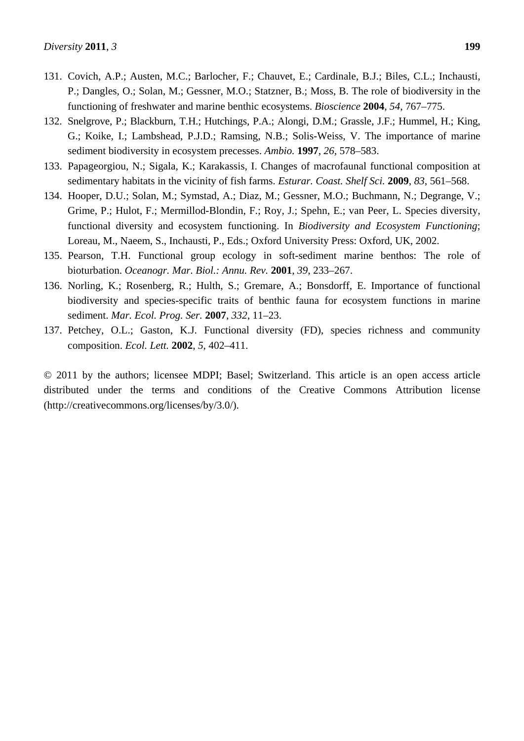131. Covich, A.P.; Austen, M.C.; Barlocher, F.; Chauvet, E.; Cardinale, B.J.; Biles, C.L.; Inchausti, P.; Dangles, O.; Solan, M.; Gessner, M.O.; Statzner, B.; Moss, B. The role of biodiversity in the functioning of freshwater and marine benthic ecosystems. *Bioscience* **2004**, *54*, 767–775.
132. Snelgrove, P.; Blackburn, T.H.; Hutchings, P.A.; Alongi, D.M.; Grassle, J.F.; Hummel, H.; King, G.; Koike, I.; Lambshead, P.J.D.; Ramsing, N.B.; Solis-Weiss, V. The importance of marine sediment biodiversity in ecosystem precesses. *Ambio.* **1997**, *26*, 578–583.
133. Papageorgiou, N.; Sigala, K.; Karakassis, I. Changes of macrofaunal functional composition at sedimentary habitats in the vicinity of fish farms. *Esturar. Coast. Shelf Sci.* **2009**, *83*, 561–568.
134. Hooper, D.U.; Solan, M.; Symstad, A.; Diaz, M.; Gessner, M.O.; Buchmann, N.; Degrange, V.; Grime, P.; Hulot, F.; Mermillod-Blondin, F.; Roy, J.; Spehn, E.; van Peer, L. Species diversity, functional diversity and ecosystem functioning. In *Biodiversity and Ecosystem Functioning*; Loreau, M., Naeem, S., Inchausti, P., Eds.; Oxford University Press: Oxford, UK, 2002.
135. Pearson, T.H. Functional group ecology in soft-sediment marine benthos: The role of bioturbation. *Oceanogr. Mar. Biol.: Annu. Rev.* **2001**, *39*, 233–267.
136. Norling, K.; Rosenberg, R.; Hulth, S.; Gremare, A.; Bonsdorff, E. Importance of functional biodiversity and species-specific traits of benthic fauna for ecosystem functions in marine sediment. *Mar. Ecol. Prog. Ser.* **2007**, *332*, 11–23.
137. Petchey, O.L.; Gaston, K.J. Functional diversity (FD), species richness and community composition. *Ecol. Lett.* **2002**, *5*, 402–411.

© 2011 by the authors; licensee MDPI; Basel; Switzerland. This article is an open access article distributed under the terms and conditions of the Creative Commons Attribution license (http://creativecommons.org/licenses/by/3.0/).